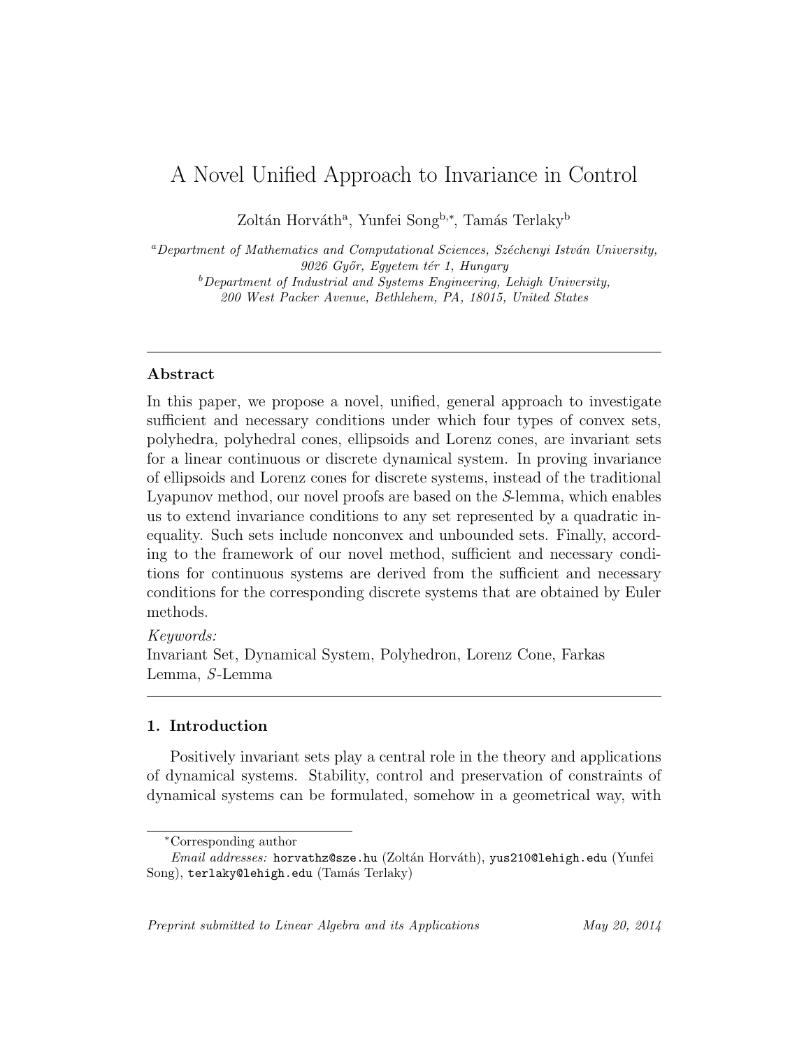# A Novel Unified Approach to Invariance in Control

Zoltán Horváth[a], Yunfei Song[b,*], Tamás Terlaky[b]

[a] *Department of Mathematics and Computational Sciences, Széchenyi István University, 9026 Győr, Egyetem tér 1, Hungary*

[b] *Department of Industrial and Systems Engineering, Lehigh University, 200 West Packer Avenue, Bethlehem, PA, 18015, United States*

---

## Abstract

In this paper, we propose a novel, unified, general approach to investigate sufficient and necessary conditions under which four types of convex sets, polyhedra, polyhedral cones, ellipsoids and Lorenz cones, are invariant sets for a linear continuous or discrete dynamical system. In proving invariance of ellipsoids and Lorenz cones for discrete systems, instead of the traditional Lyapunov method, our novel proofs are based on the $S$-lemma, which enables us to extend invariance conditions to any set represented by a quadratic inequality. Such sets include nonconvex and unbounded sets. Finally, according to the framework of our novel method, sufficient and necessary conditions for continuous systems are derived from the sufficient and necessary conditions for the corresponding discrete systems that are obtained by Euler methods.

*Keywords:*
Invariant Set, Dynamical System, Polyhedron, Lorenz Cone, Farkas Lemma, $S$-Lemma

---

## 1. Introduction

Positively invariant sets play a central role in the theory and applications of dynamical systems. Stability, control and preservation of constraints of dynamical systems can be formulated, somehow in a geometrical way, with

---

*Corresponding author

*Email addresses:* horvathz@sze.hu (Zoltán Horváth), yus210@lehigh.edu (Yunfei Song), terlaky@lehigh.edu (Tamás Terlaky)

*Preprint submitted to Linear Algebra and its Applications* *May 20, 2014*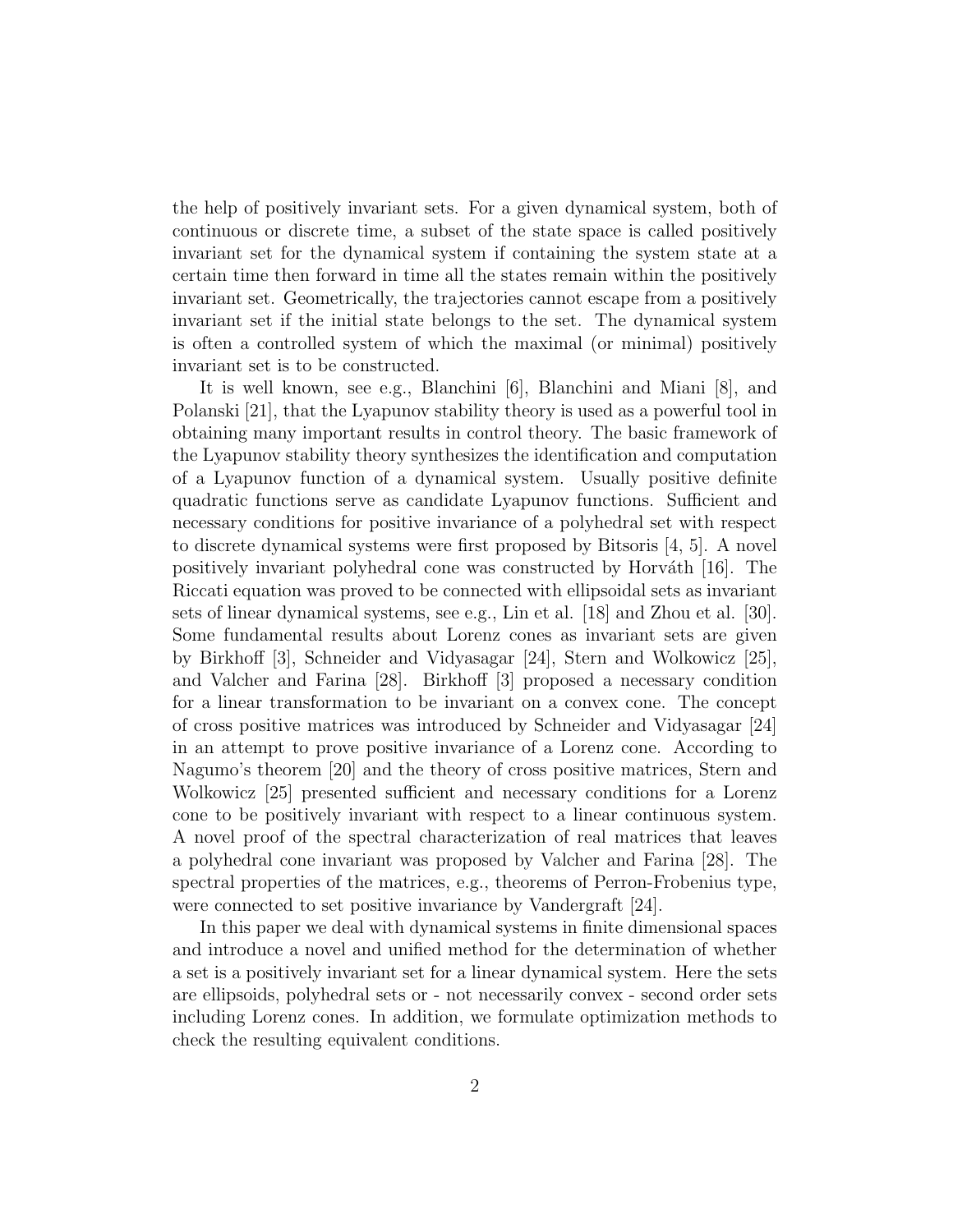the help of positively invariant sets. For a given dynamical system, both of continuous or discrete time, a subset of the state space is called positively invariant set for the dynamical system if containing the system state at a certain time then forward in time all the states remain within the positively invariant set. Geometrically, the trajectories cannot escape from a positively invariant set if the initial state belongs to the set. The dynamical system is often a controlled system of which the maximal (or minimal) positively invariant set is to be constructed.

It is well known, see e.g., Blanchini [6], Blanchini and Miani [8], and Polanski [21], that the Lyapunov stability theory is used as a powerful tool in obtaining many important results in control theory. The basic framework of the Lyapunov stability theory synthesizes the identification and computation of a Lyapunov function of a dynamical system. Usually positive definite quadratic functions serve as candidate Lyapunov functions. Sufficient and necessary conditions for positive invariance of a polyhedral set with respect to discrete dynamical systems were first proposed by Bitsoris [4, 5]. A novel positively invariant polyhedral cone was constructed by Horváth [16]. The Riccati equation was proved to be connected with ellipsoidal sets as invariant sets of linear dynamical systems, see e.g., Lin et al. [18] and Zhou et al. [30]. Some fundamental results about Lorenz cones as invariant sets are given by Birkhoff [3], Schneider and Vidyasagar [24], Stern and Wolkowicz [25], and Valcher and Farina [28]. Birkhoff [3] proposed a necessary condition for a linear transformation to be invariant on a convex cone. The concept of cross positive matrices was introduced by Schneider and Vidyasagar [24] in an attempt to prove positive invariance of a Lorenz cone. According to Nagumo's theorem [20] and the theory of cross positive matrices, Stern and Wolkowicz [25] presented sufficient and necessary conditions for a Lorenz cone to be positively invariant with respect to a linear continuous system. A novel proof of the spectral characterization of real matrices that leaves a polyhedral cone invariant was proposed by Valcher and Farina [28]. The spectral properties of the matrices, e.g., theorems of Perron-Frobenius type, were connected to set positive invariance by Vandergraft [24].

In this paper we deal with dynamical systems in finite dimensional spaces and introduce a novel and unified method for the determination of whether a set is a positively invariant set for a linear dynamical system. Here the sets are ellipsoids, polyhedral sets or - not necessarily convex - second order sets including Lorenz cones. In addition, we formulate optimization methods to check the resulting equivalent conditions.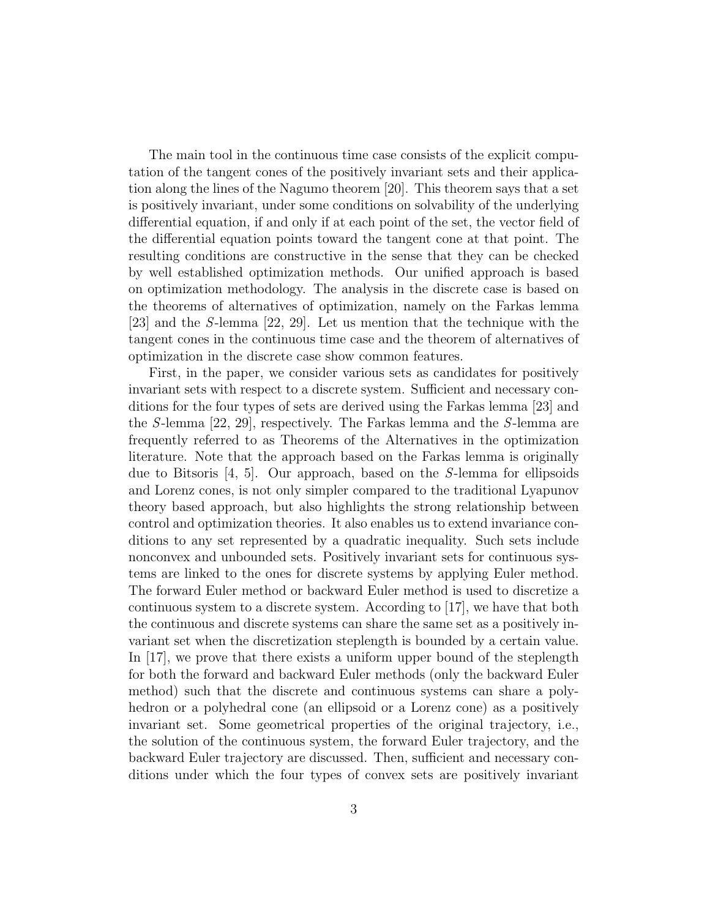The main tool in the continuous time case consists of the explicit computation of the tangent cones of the positively invariant sets and their application along the lines of the Nagumo theorem [20]. This theorem says that a set is positively invariant, under some conditions on solvability of the underlying differential equation, if and only if at each point of the set, the vector field of the differential equation points toward the tangent cone at that point. The resulting conditions are constructive in the sense that they can be checked by well established optimization methods. Our unified approach is based on optimization methodology. The analysis in the discrete case is based on the theorems of alternatives of optimization, namely on the Farkas lemma [23] and the $S$-lemma [22, 29]. Let us mention that the technique with the tangent cones in the continuous time case and the theorem of alternatives of optimization in the discrete case show common features.

First, in the paper, we consider various sets as candidates for positively invariant sets with respect to a discrete system. Sufficient and necessary conditions for the four types of sets are derived using the Farkas lemma [23] and the $S$-lemma [22, 29], respectively. The Farkas lemma and the $S$-lemma are frequently referred to as Theorems of the Alternatives in the optimization literature. Note that the approach based on the Farkas lemma is originally due to Bitsoris [4, 5]. Our approach, based on the $S$-lemma for ellipsoids and Lorenz cones, is not only simpler compared to the traditional Lyapunov theory based approach, but also highlights the strong relationship between control and optimization theories. It also enables us to extend invariance conditions to any set represented by a quadratic inequality. Such sets include nonconvex and unbounded sets. Positively invariant sets for continuous systems are linked to the ones for discrete systems by applying Euler method. The forward Euler method or backward Euler method is used to discretize a continuous system to a discrete system. According to [17], we have that both the continuous and discrete systems can share the same set as a positively invariant set when the discretization steplength is bounded by a certain value. In [17], we prove that there exists a uniform upper bound of the steplength for both the forward and backward Euler methods (only the backward Euler method) such that the discrete and continuous systems can share a polyhedron or a polyhedral cone (an ellipsoid or a Lorenz cone) as a positively invariant set. Some geometrical properties of the original trajectory, i.e., the solution of the continuous system, the forward Euler trajectory, and the backward Euler trajectory are discussed. Then, sufficient and necessary conditions under which the four types of convex sets are positively invariant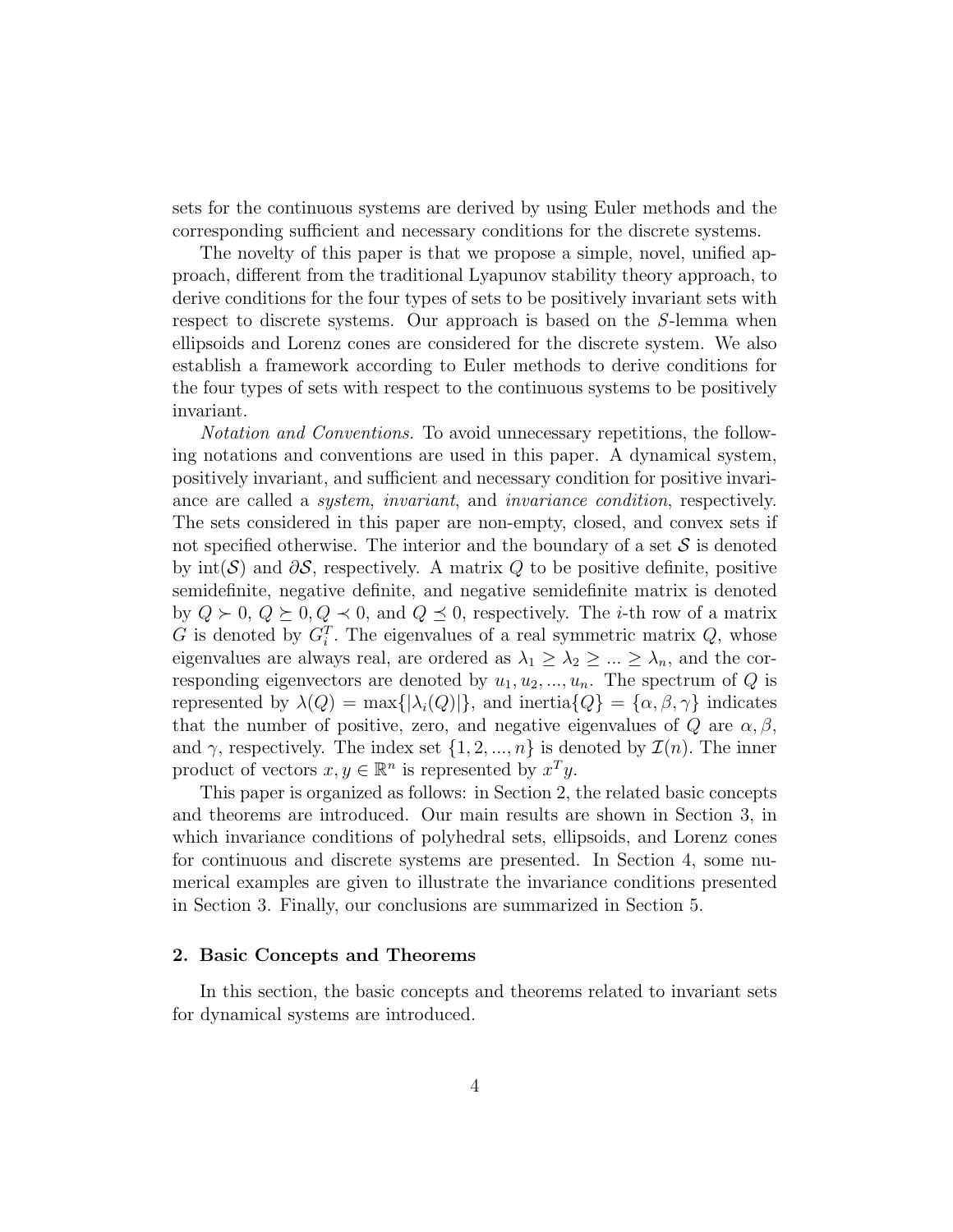sets for the continuous systems are derived by using Euler methods and the corresponding sufficient and necessary conditions for the discrete systems.

The novelty of this paper is that we propose a simple, novel, unified approach, different from the traditional Lyapunov stability theory approach, to derive conditions for the four types of sets to be positively invariant sets with respect to discrete systems. Our approach is based on the $S$-lemma when ellipsoids and Lorenz cones are considered for the discrete system. We also establish a framework according to Euler methods to derive conditions for the four types of sets with respect to the continuous systems to be positively invariant.

*Notation and Conventions.* To avoid unnecessary repetitions, the following notations and conventions are used in this paper. A dynamical system, positively invariant, and sufficient and necessary condition for positive invariance are called a *system*, *invariant*, and *invariance condition*, respectively. The sets considered in this paper are non-empty, closed, and convex sets if not specified otherwise. The interior and the boundary of a set $\mathcal{S}$ is denoted by $\text{int}(\mathcal{S})$ and $\partial\mathcal{S}$, respectively. A matrix $Q$ to be positive definite, positive semidefinite, negative definite, and negative semidefinite matrix is denoted by $Q \succ 0$, $Q \succeq 0, Q \prec 0$, and $Q \preceq 0$, respectively. The $i$-th row of a matrix $G$ is denoted by $G_i^T$. The eigenvalues of a real symmetric matrix $Q$, whose eigenvalues are always real, are ordered as $\lambda_1 \geq \lambda_2 \geq ... \geq \lambda_n$, and the corresponding eigenvectors are denoted by $u_1, u_2, ..., u_n$. The spectrum of $Q$ is represented by $\lambda(Q) = \max\{|\lambda_i(Q)|\}$, and $\text{inertia}\{Q\} = \{\alpha, \beta, \gamma\}$ indicates that the number of positive, zero, and negative eigenvalues of $Q$ are $\alpha, \beta$, and $\gamma$, respectively. The index set $\{1, 2, ..., n\}$ is denoted by $\mathcal{I}(n)$. The inner product of vectors $x, y \in \mathbb{R}^n$ is represented by $x^T y$.

This paper is organized as follows: in Section 2, the related basic concepts and theorems are introduced. Our main results are shown in Section 3, in which invariance conditions of polyhedral sets, ellipsoids, and Lorenz cones for continuous and discrete systems are presented. In Section 4, some numerical examples are given to illustrate the invariance conditions presented in Section 3. Finally, our conclusions are summarized in Section 5.

## 2. Basic Concepts and Theorems

In this section, the basic concepts and theorems related to invariant sets for dynamical systems are introduced.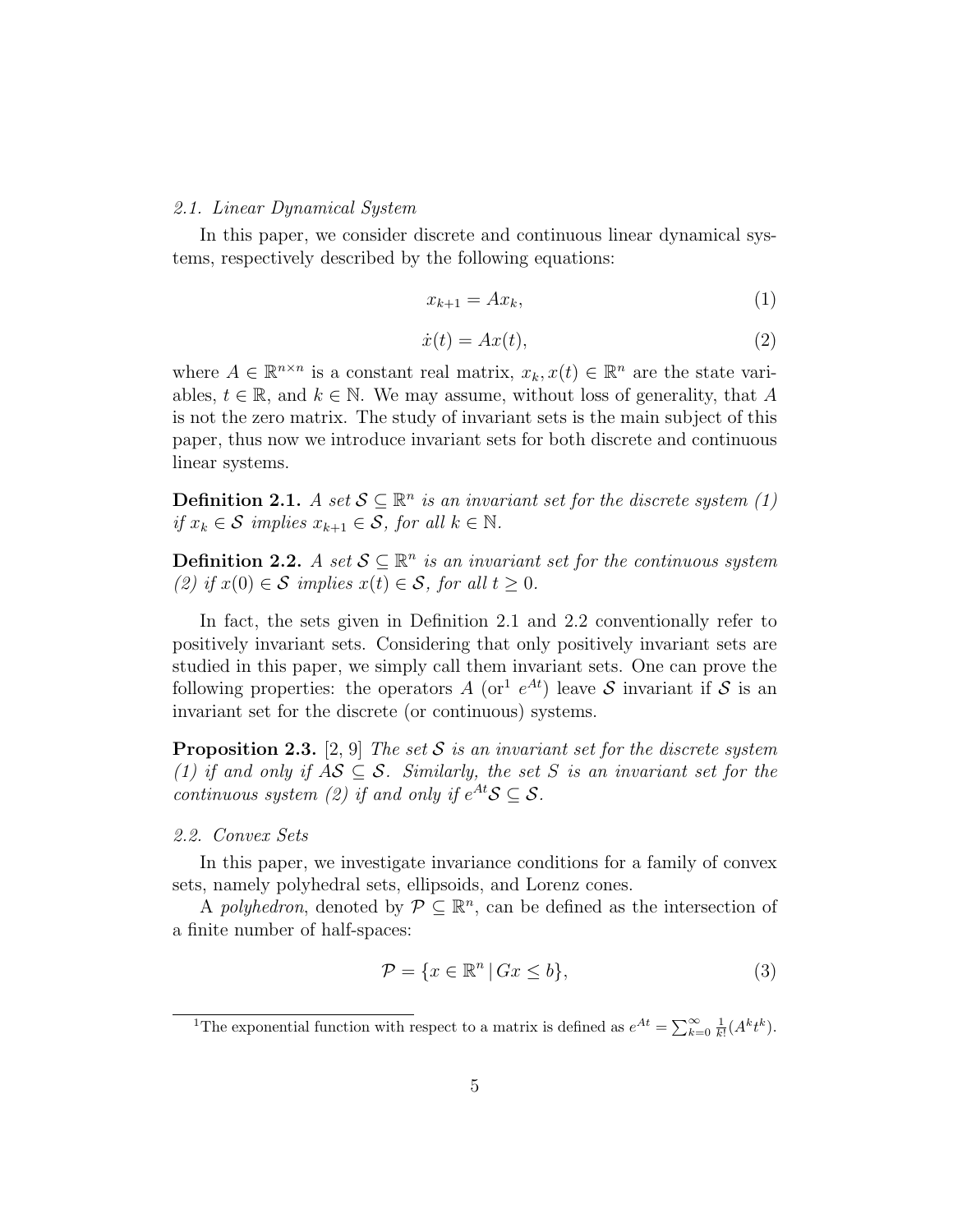### 2.1. Linear Dynamical System

In this paper, we consider discrete and continuous linear dynamical systems, respectively described by the following equations:

$$x_{k+1} = Ax_k, \tag{1}$$

$$\dot{x}(t) = Ax(t), \tag{2}$$

where $A \in \mathbb{R}^{n\times n}$ is a constant real matrix, $x_k, x(t) \in \mathbb{R}^n$ are the state variables, $t \in \mathbb{R}$, and $k \in \mathbb{N}$. We may assume, without loss of generality, that $A$ is not the zero matrix. The study of invariant sets is the main subject of this paper, thus now we introduce invariant sets for both discrete and continuous linear systems.

**Definition 2.1.** *A set $\mathcal{S} \subseteq \mathbb{R}^n$ is an invariant set for the discrete system (1) if $x_k \in \mathcal{S}$ implies $x_{k+1} \in \mathcal{S}$, for all $k \in \mathbb{N}$.*

**Definition 2.2.** *A set $\mathcal{S} \subseteq \mathbb{R}^n$ is an invariant set for the continuous system (2) if $x(0) \in \mathcal{S}$ implies $x(t) \in \mathcal{S}$, for all $t \geq 0$.*

In fact, the sets given in Definition 2.1 and 2.2 conventionally refer to positively invariant sets. Considering that only positively invariant sets are studied in this paper, we simply call them invariant sets. One can prove the following properties: the operators $A$ (or[1] $e^{At}$) leave $\mathcal{S}$ invariant if $\mathcal{S}$ is an invariant set for the discrete (or continuous) systems.

**Proposition 2.3.** [2, 9] *The set $\mathcal{S}$ is an invariant set for the discrete system (1) if and only if $A\mathcal{S} \subseteq \mathcal{S}$. Similarly, the set $S$ is an invariant set for the continuous system (2) if and only if $e^{At}\mathcal{S} \subseteq \mathcal{S}$.*

### 2.2. Convex Sets

In this paper, we investigate invariance conditions for a family of convex sets, namely polyhedral sets, ellipsoids, and Lorenz cones.

A *polyhedron*, denoted by $\mathcal{P} \subseteq \mathbb{R}^n$, can be defined as the intersection of a finite number of half-spaces:

$$\mathcal{P} = \{x \in \mathbb{R}^n \,|\, Gx \leq b\}, \tag{3}$$

[1] The exponential function with respect to a matrix is defined as $e^{At} = \sum_{k=0}^{\infty} \frac{1}{k!}(A^k t^k)$.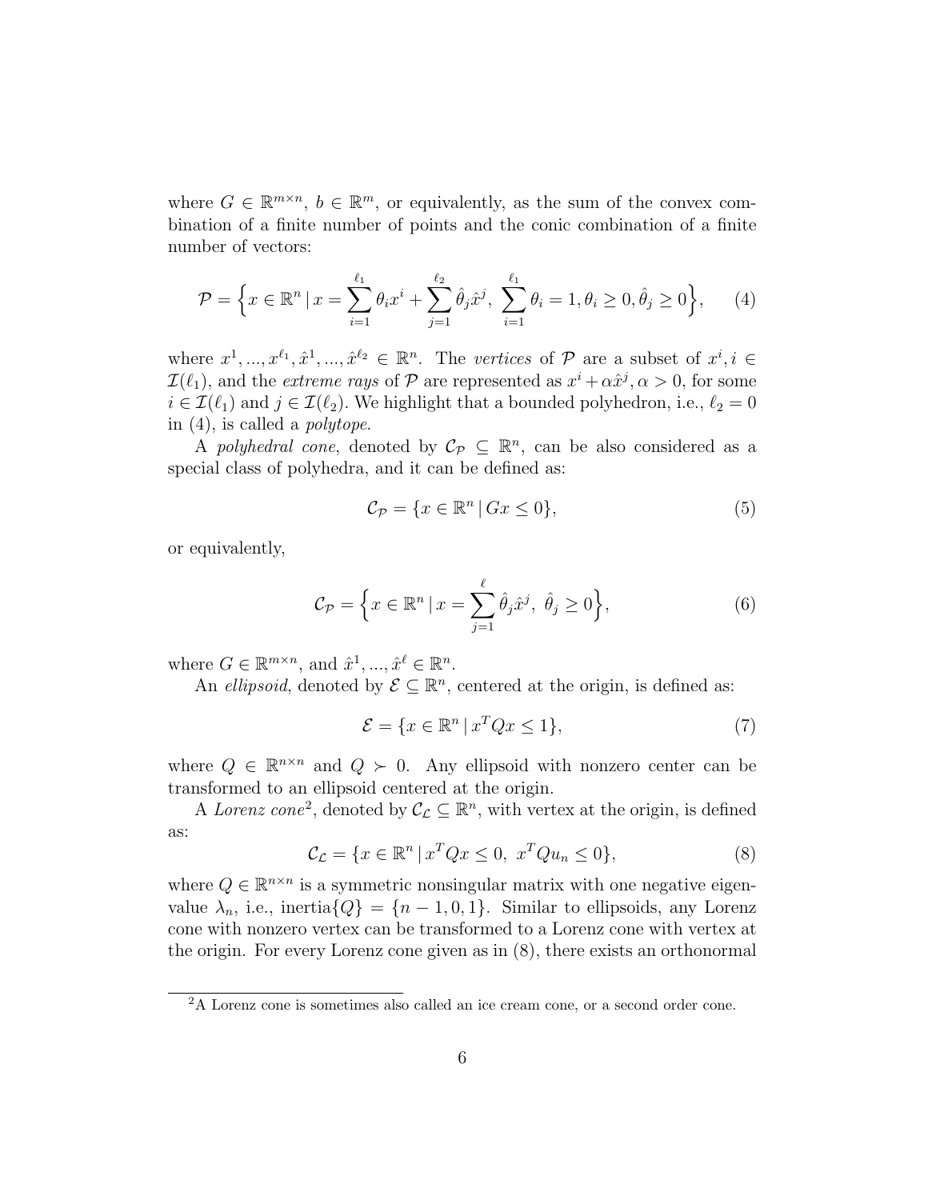where $G \in \mathbb{R}^{m\times n}$, $b \in \mathbb{R}^m$, or equivalently, as the sum of the convex combination of a finite number of points and the conic combination of a finite number of vectors:

$$\mathcal{P} = \Big\{x \in \mathbb{R}^n \,|\, x = \sum_{i=1}^{\ell_1} \theta_i x^i + \sum_{j=1}^{\ell_2} \hat{\theta}_j \hat{x}^j,\ \sum_{i=1}^{\ell_1} \theta_i = 1, \theta_i \geq 0, \hat{\theta}_j \geq 0\Big\}, \tag{4}$$

where $x^1, ..., x^{\ell_1}, \hat{x}^1, ..., \hat{x}^{\ell_2} \in \mathbb{R}^n$. The *vertices* of $\mathcal{P}$ are a subset of $x^i, i \in \mathcal{I}(\ell_1)$, and the *extreme rays* of $\mathcal{P}$ are represented as $x^i + \alpha\hat{x}^j, \alpha > 0$, for some $i \in \mathcal{I}(\ell_1)$ and $j \in \mathcal{I}(\ell_2)$. We highlight that a bounded polyhedron, i.e., $\ell_2 = 0$ in (4), is called a *polytope*.

A *polyhedral cone*, denoted by $\mathcal{C}_\mathcal{P} \subseteq \mathbb{R}^n$, can be also considered as a special class of polyhedra, and it can be defined as:

$$\mathcal{C}_\mathcal{P} = \{x \in \mathbb{R}^n \,|\, Gx \leq 0\}, \tag{5}$$

or equivalently,

$$\mathcal{C}_\mathcal{P} = \Big\{x \in \mathbb{R}^n \,|\, x = \sum_{j=1}^{\ell} \hat{\theta}_j \hat{x}^j,\ \hat{\theta}_j \geq 0\Big\}, \tag{6}$$

where $G \in \mathbb{R}^{m\times n}$, and $\hat{x}^1, ..., \hat{x}^\ell \in \mathbb{R}^n$.

An *ellipsoid*, denoted by $\mathcal{E} \subseteq \mathbb{R}^n$, centered at the origin, is defined as:

$$\mathcal{E} = \{x \in \mathbb{R}^n \,|\, x^T Q x \leq 1\}, \tag{7}$$

where $Q \in \mathbb{R}^{n\times n}$ and $Q \succ 0$. Any ellipsoid with nonzero center can be transformed to an ellipsoid centered at the origin.

A *Lorenz cone*[2], denoted by $\mathcal{C}_\mathcal{L} \subseteq \mathbb{R}^n$, with vertex at the origin, is defined as:

$$\mathcal{C}_\mathcal{L} = \{x \in \mathbb{R}^n \,|\, x^T Q x \leq 0,\ x^T Q u_n \leq 0\}, \tag{8}$$

where $Q \in \mathbb{R}^{n\times n}$ is a symmetric nonsingular matrix with one negative eigenvalue $\lambda_n$, i.e., inertia$\{Q\} = \{n-1, 0, 1\}$. Similar to ellipsoids, any Lorenz cone with nonzero vertex can be transformed to a Lorenz cone with vertex at the origin. For every Lorenz cone given as in (8), there exists an orthonormal

[2] A Lorenz cone is sometimes also called an ice cream cone, or a second order cone.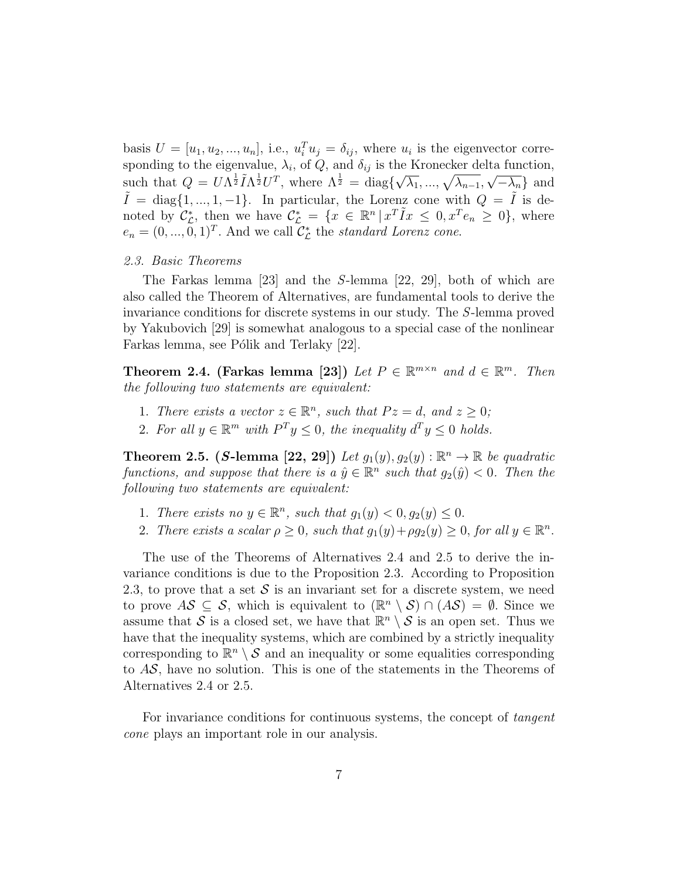basis $U = [u_1, u_2, ..., u_n]$, i.e., $u_i^T u_j = \delta_{ij}$, where $u_i$ is the eigenvector corresponding to the eigenvalue, $\lambda_i$, of $Q$, and $\delta_{ij}$ is the Kronecker delta function, such that $Q = U\Lambda^{\frac{1}{2}}\tilde{I}\Lambda^{\frac{1}{2}}U^T$, where $\Lambda^{\frac{1}{2}} = \text{diag}\{\sqrt{\lambda_1}, ..., \sqrt{\lambda_{n-1}}, \sqrt{-\lambda_n}\}$ and $\tilde{I} = \text{diag}\{1, ..., 1, -1\}$. In particular, the Lorenz cone with $Q = \tilde{I}$ is denoted by $\mathcal{C}_{\mathcal{L}}^*$, then we have $\mathcal{C}_{\mathcal{L}}^* = \{x \in \mathbb{R}^n \,|\, x^T\tilde{I}x \leq 0, x^T e_n \geq 0\}$, where $e_n = (0, ..., 0, 1)^T$. And we call $\mathcal{C}_{\mathcal{L}}^*$ the *standard Lorenz cone*.

### *2.3. Basic Theorems*

The Farkas lemma [23] and the $S$-lemma [22, 29], both of which are also called the Theorem of Alternatives, are fundamental tools to derive the invariance conditions for discrete systems in our study. The $S$-lemma proved by Yakubovich [29] is somewhat analogous to a special case of the nonlinear Farkas lemma, see Pólik and Terlaky [22].

**Theorem 2.4. (Farkas lemma [23])** *Let $P \in \mathbb{R}^{m\times n}$ and $d \in \mathbb{R}^m$. Then the following two statements are equivalent:*

1. *There exists a vector $z \in \mathbb{R}^n$, such that $Pz = d$, and $z \geq 0$;*
2. *For all $y \in \mathbb{R}^m$ with $P^T y \leq 0$, the inequality $d^T y \leq 0$ holds.*

**Theorem 2.5. (*S*-lemma [22, 29])** *Let $g_1(y), g_2(y) : \mathbb{R}^n \to \mathbb{R}$ be quadratic functions, and suppose that there is a $\hat{y} \in \mathbb{R}^n$ such that $g_2(\hat{y}) < 0$. Then the following two statements are equivalent:*

1. *There exists no $y \in \mathbb{R}^n$, such that $g_1(y) < 0, g_2(y) \leq 0$.*
2. *There exists a scalar $\rho \geq 0$, such that $g_1(y) + \rho g_2(y) \geq 0$, for all $y \in \mathbb{R}^n$.*

The use of the Theorems of Alternatives 2.4 and 2.5 to derive the invariance conditions is due to the Proposition 2.3. According to Proposition 2.3, to prove that a set $\mathcal{S}$ is an invariant set for a discrete system, we need to prove $A\mathcal{S} \subseteq \mathcal{S}$, which is equivalent to $(\mathbb{R}^n \setminus \mathcal{S}) \cap (A\mathcal{S}) = \emptyset$. Since we assume that $\mathcal{S}$ is a closed set, we have that $\mathbb{R}^n \setminus \mathcal{S}$ is an open set. Thus we have that the inequality systems, which are combined by a strictly inequality corresponding to $\mathbb{R}^n \setminus \mathcal{S}$ and an inequality or some equalities corresponding to $A\mathcal{S}$, have no solution. This is one of the statements in the Theorems of Alternatives 2.4 or 2.5.

For invariance conditions for continuous systems, the concept of *tangent cone* plays an important role in our analysis.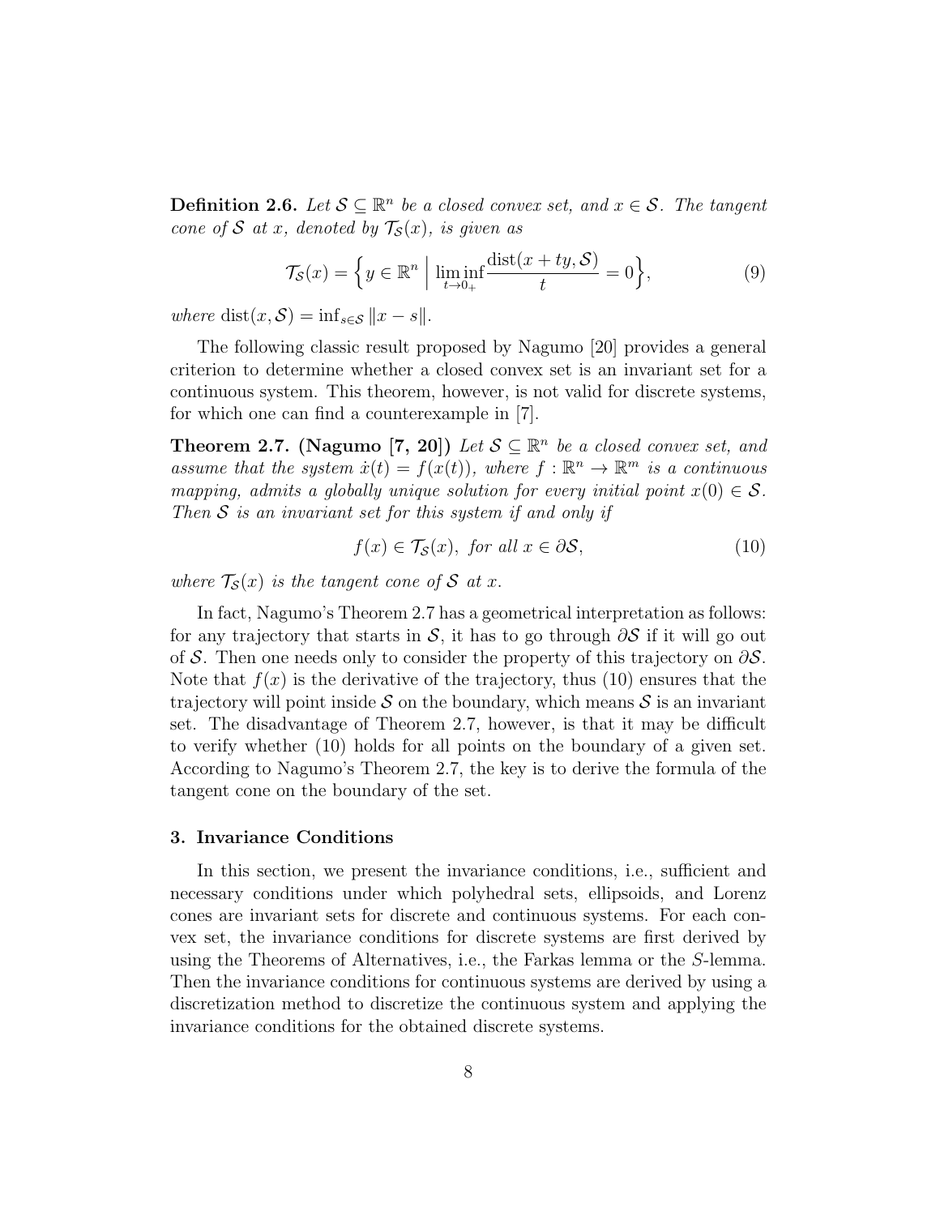**Definition 2.6.** *Let $\mathcal{S} \subseteq \mathbb{R}^n$ be a closed convex set, and $x \in \mathcal{S}$. The tangent cone of $\mathcal{S}$ at $x$, denoted by $\mathcal{T}_{\mathcal{S}}(x)$, is given as*

$$\mathcal{T}_{\mathcal{S}}(x) = \Big\{ y \in \mathbb{R}^n \;\Big|\; \liminf_{t \to 0_+} \frac{\mathrm{dist}(x + ty, \mathcal{S})}{t} = 0 \Big\}, \tag{9}$$

*where* $\mathrm{dist}(x, \mathcal{S}) = \inf_{s \in \mathcal{S}} \|x - s\|$.

The following classic result proposed by Nagumo [20] provides a general criterion to determine whether a closed convex set is an invariant set for a continuous system. This theorem, however, is not valid for discrete systems, for which one can find a counterexample in [7].

**Theorem 2.7. (Nagumo [7, 20])** *Let $\mathcal{S} \subseteq \mathbb{R}^n$ be a closed convex set, and assume that the system $\dot{x}(t) = f(x(t))$, where $f : \mathbb{R}^n \to \mathbb{R}^m$ is a continuous mapping, admits a globally unique solution for every initial point $x(0) \in \mathcal{S}$. Then $\mathcal{S}$ is an invariant set for this system if and only if*

$$f(x) \in \mathcal{T}_{\mathcal{S}}(x), \text{ for all } x \in \partial\mathcal{S}, \tag{10}$$

*where $\mathcal{T}_{\mathcal{S}}(x)$ is the tangent cone of $\mathcal{S}$ at $x$.*

In fact, Nagumo's Theorem 2.7 has a geometrical interpretation as follows: for any trajectory that starts in $\mathcal{S}$, it has to go through $\partial\mathcal{S}$ if it will go out of $\mathcal{S}$. Then one needs only to consider the property of this trajectory on $\partial\mathcal{S}$. Note that $f(x)$ is the derivative of the trajectory, thus (10) ensures that the trajectory will point inside $\mathcal{S}$ on the boundary, which means $\mathcal{S}$ is an invariant set. The disadvantage of Theorem 2.7, however, is that it may be difficult to verify whether (10) holds for all points on the boundary of a given set. According to Nagumo's Theorem 2.7, the key is to derive the formula of the tangent cone on the boundary of the set.

## 3. Invariance Conditions

In this section, we present the invariance conditions, i.e., sufficient and necessary conditions under which polyhedral sets, ellipsoids, and Lorenz cones are invariant sets for discrete and continuous systems. For each convex set, the invariance conditions for discrete systems are first derived by using the Theorems of Alternatives, i.e., the Farkas lemma or the $S$-lemma. Then the invariance conditions for continuous systems are derived by using a discretization method to discretize the continuous system and applying the invariance conditions for the obtained discrete systems.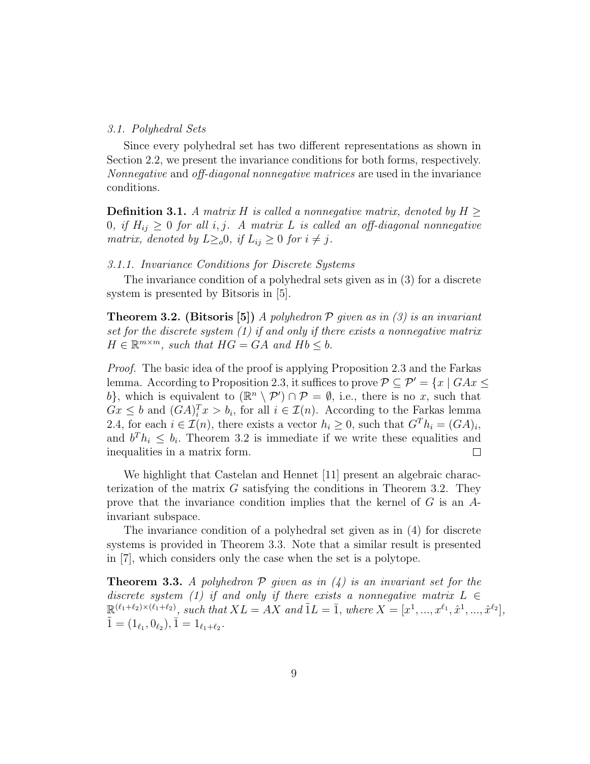### 3.1. Polyhedral Sets

Since every polyhedral set has two different representations as shown in Section 2.2, we present the invariance conditions for both forms, respectively. *Nonnegative* and *off-diagonal nonnegative matrices* are used in the invariance conditions.

**Definition 3.1.** *A matrix $H$ is called a nonnegative matrix, denoted by $H \geq 0$, if $H_{ij} \geq 0$ for all $i, j$. A matrix $L$ is called an off-diagonal nonnegative matrix, denoted by $L \geq_o 0$, if $L_{ij} \geq 0$ for $i \neq j$.*

#### 3.1.1. Invariance Conditions for Discrete Systems

The invariance condition of a polyhedral sets given as in (3) for a discrete system is presented by Bitsoris in [5].

**Theorem 3.2. (Bitsoris [5])** *A polyhedron $\mathcal{P}$ given as in (3) is an invariant set for the discrete system (1) if and only if there exists a nonnegative matrix $H \in \mathbb{R}^{m \times m}$, such that $HG = GA$ and $Hb \leq b$.*

*Proof.* The basic idea of the proof is applying Proposition 2.3 and the Farkas lemma. According to Proposition 2.3, it suffices to prove $\mathcal{P} \subseteq \mathcal{P}' = \{x \mid GAx \leq b\}$, which is equivalent to $(\mathbb{R}^n \setminus \mathcal{P}') \cap \mathcal{P} = \emptyset$, i.e., there is no $x$, such that $Gx \leq b$ and $(GA)_i^T x > b_i$, for all $i \in \mathcal{I}(n)$. According to the Farkas lemma 2.4, for each $i \in \mathcal{I}(n)$, there exists a vector $h_i \geq 0$, such that $G^T h_i = (GA)_i$, and $b^T h_i \leq b_i$. Theorem 3.2 is immediate if we write these equalities and inequalities in a matrix form. $\square$

We highlight that Castelan and Hennet [11] present an algebraic characterization of the matrix $G$ satisfying the conditions in Theorem 3.2. They prove that the invariance condition implies that the kernel of $G$ is an $A$-invariant subspace.

The invariance condition of a polyhedral set given as in (4) for discrete systems is provided in Theorem 3.3. Note that a similar result is presented in [7], which considers only the case when the set is a polytope.

**Theorem 3.3.** *A polyhedron $\mathcal{P}$ given as in (4) is an invariant set for the discrete system (1) if and only if there exists a nonnegative matrix $L \in \mathbb{R}^{(\ell_1+\ell_2)\times(\ell_1+\ell_2)}$, such that $XL = AX$ and $\tilde{1}L = \bar{1}$, where $X = [x^1, ..., x^{\ell_1}, \hat{x}^1, ..., \hat{x}^{\ell_2}]$, $\tilde{1} = (1_{\ell_1}, 0_{\ell_2})$, $\bar{1} = 1_{\ell_1+\ell_2}$.*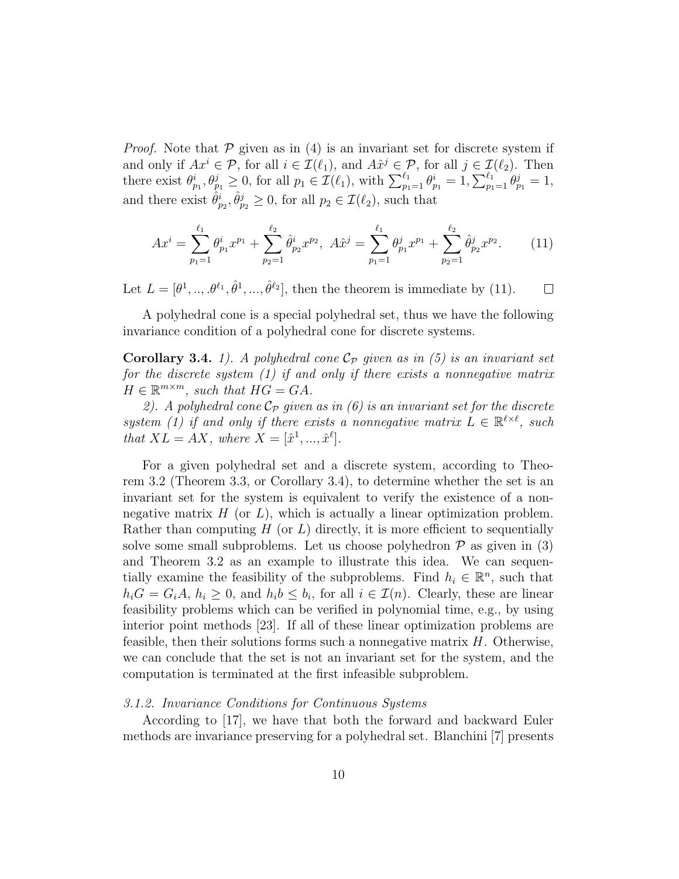*Proof.* Note that $\mathcal{P}$ given as in (4) is an invariant set for discrete system if and only if $Ax^i \in \mathcal{P}$, for all $i \in \mathcal{I}(\ell_1)$, and $A\hat{x}^j \in \mathcal{P}$, for all $j \in \mathcal{I}(\ell_2)$. Then there exist $\theta^i_{p_1}, \theta^j_{p_1} \geq 0$, for all $p_1 \in \mathcal{I}(\ell_1)$, with $\sum_{p_1=1}^{\ell_1} \theta^i_{p_1} = 1, \sum_{p_1=1}^{\ell_1} \theta^j_{p_1} = 1$, and there exist $\hat{\theta}^i_{p_2}, \hat{\theta}^j_{p_2} \geq 0$, for all $p_2 \in \mathcal{I}(\ell_2)$, such that

$$Ax^i = \sum_{p_1=1}^{\ell_1} \theta^i_{p_1} x^{p_1} + \sum_{p_2=1}^{\ell_2} \hat{\theta}^i_{p_2} x^{p_2}, \; A\hat{x}^j = \sum_{p_1=1}^{\ell_1} \theta^j_{p_1} x^{p_1} + \sum_{p_2=1}^{\ell_2} \hat{\theta}^j_{p_2} x^{p_2}. \tag{11}$$

Let $L = [\theta^1, .., .\theta^{\ell_1}, \hat{\theta}^1, ..., \hat{\theta}^{\ell_2}]$, then the theorem is immediate by (11). $\square$

A polyhedral cone is a special polyhedral set, thus we have the following invariance condition of a polyhedral cone for discrete systems.

**Corollary 3.4.** *1). A polyhedral cone $\mathcal{C}_{\mathcal{P}}$ given as in (5) is an invariant set for the discrete system (1) if and only if there exists a nonnegative matrix $H \in \mathbb{R}^{m \times m}$, such that $HG = GA$.*

*2). A polyhedral cone $\mathcal{C}_{\mathcal{P}}$ given as in (6) is an invariant set for the discrete system (1) if and only if there exists a nonnegative matrix $L \in \mathbb{R}^{\ell \times \ell}$, such that $XL = AX$, where $X = [\hat{x}^1, ..., \hat{x}^\ell]$.*

For a given polyhedral set and a discrete system, according to Theorem 3.2 (Theorem 3.3, or Corollary 3.4), to determine whether the set is an invariant set for the system is equivalent to verify the existence of a nonnegative matrix $H$ (or $L$), which is actually a linear optimization problem. Rather than computing $H$ (or $L$) directly, it is more efficient to sequentially solve some small subproblems. Let us choose polyhedron $\mathcal{P}$ as given in (3) and Theorem 3.2 as an example to illustrate this idea. We can sequentially examine the feasibility of the subproblems. Find $h_i \in \mathbb{R}^n$, such that $h_iG = G_iA$, $h_i \geq 0$, and $h_ib \leq b_i$, for all $i \in \mathcal{I}(n)$. Clearly, these are linear feasibility problems which can be verified in polynomial time, e.g., by using interior point methods [23]. If all of these linear optimization problems are feasible, then their solutions forms such a nonnegative matrix $H$. Otherwise, we can conclude that the set is not an invariant set for the system, and the computation is terminated at the first infeasible subproblem.

#### *3.1.2. Invariance Conditions for Continuous Systems*

According to [17], we have that both the forward and backward Euler methods are invariance preserving for a polyhedral set. Blanchini [7] presents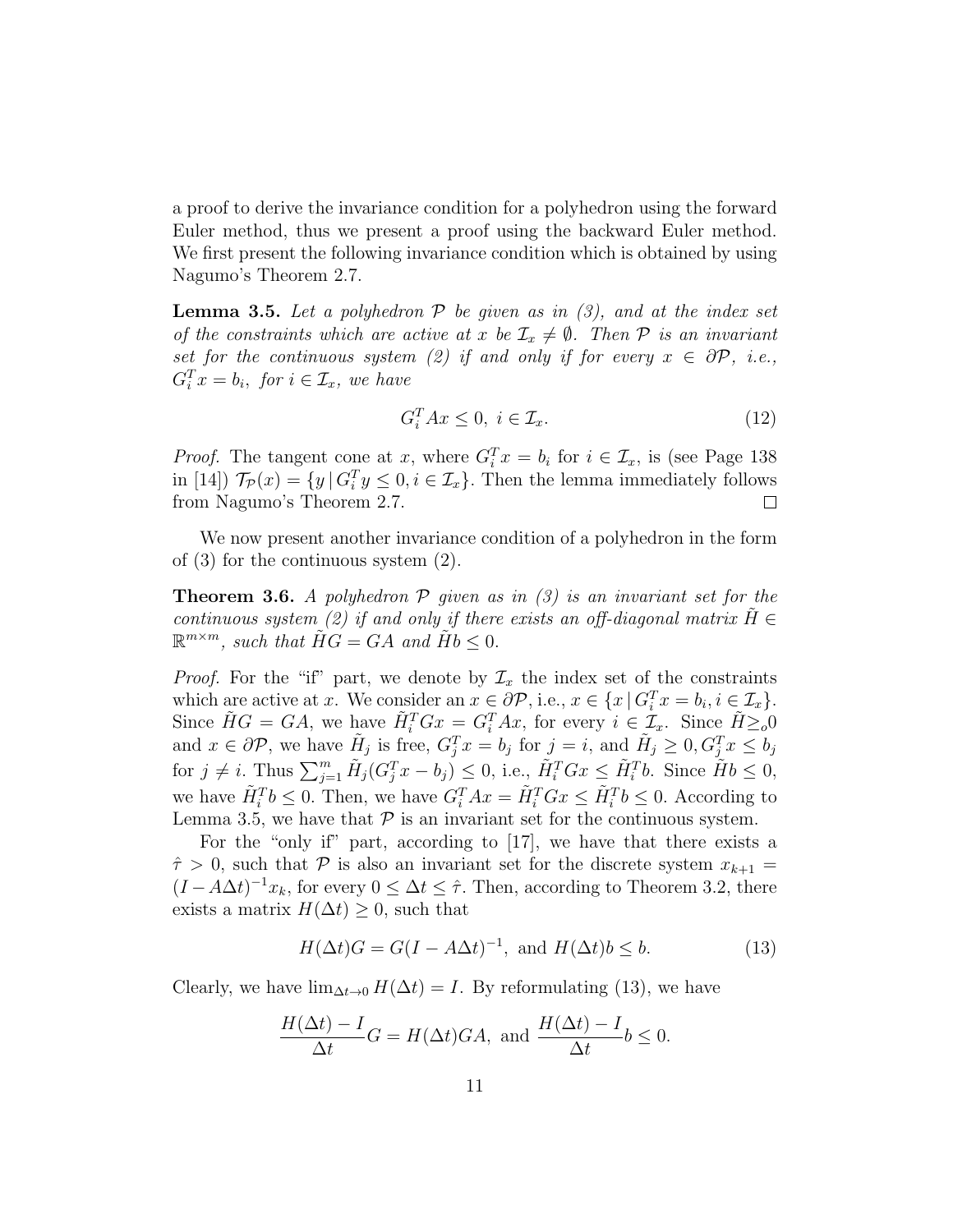a proof to derive the invariance condition for a polyhedron using the forward Euler method, thus we present a proof using the backward Euler method. We first present the following invariance condition which is obtained by using Nagumo's Theorem 2.7.

**Lemma 3.5.** *Let a polyhedron $\mathcal{P}$ be given as in (3), and at the index set of the constraints which are active at $x$ be $\mathcal{I}_x \neq \emptyset$. Then $\mathcal{P}$ is an invariant set for the continuous system (2) if and only if for every $x \in \partial\mathcal{P}$, i.e., $G_i^T x = b_i$, for $i \in \mathcal{I}_x$, we have*

$$G_i^T Ax \leq 0, \; i \in \mathcal{I}_x. \tag{12}$$

*Proof.* The tangent cone at $x$, where $G_i^T x = b_i$ for $i \in \mathcal{I}_x$, is (see Page 138 in [14]) $\mathcal{T}_{\mathcal{P}}(x) = \{y \,|\, G_i^T y \leq 0, i \in \mathcal{I}_x\}$. Then the lemma immediately follows from Nagumo's Theorem 2.7. □

We now present another invariance condition of a polyhedron in the form of (3) for the continuous system (2).

**Theorem 3.6.** *A polyhedron $\mathcal{P}$ given as in (3) is an invariant set for the continuous system (2) if and only if there exists an off-diagonal matrix $\tilde{H} \in \mathbb{R}^{m\times m}$, such that $\tilde{H}G = GA$ and $\tilde{H}b \leq 0$.*

*Proof.* For the "if" part, we denote by $\mathcal{I}_x$ the index set of the constraints which are active at $x$. We consider an $x \in \partial\mathcal{P}$, i.e., $x \in \{x \,|\, G_i^T x = b_i, i \in \mathcal{I}_x\}$. Since $\tilde{H}G = GA$, we have $\tilde{H}_i^T Gx = G_i^T Ax$, for every $i \in \mathcal{I}_x$. Since $\tilde{H} \geq_o 0$ and $x \in \partial\mathcal{P}$, we have $\tilde{H}_j$ is free, $G_j^T x = b_j$ for $j = i$, and $\tilde{H}_j \geq 0, G_j^T x \leq b_j$ for $j \neq i$. Thus $\sum_{j=1}^m \tilde{H}_j(G_j^T x - b_j) \leq 0$, i.e., $\tilde{H}_i^T Gx \leq \tilde{H}_i^T b$. Since $\tilde{H}b \leq 0$, we have $\tilde{H}_i^T b \leq 0$. Then, we have $G_i^T Ax = \tilde{H}_i^T Gx \leq \tilde{H}_i^T b \leq 0$. According to Lemma 3.5, we have that $\mathcal{P}$ is an invariant set for the continuous system.

For the "only if" part, according to [17], we have that there exists a $\hat{\tau} > 0$, such that $\mathcal{P}$ is also an invariant set for the discrete system $x_{k+1} = (I - A\Delta t)^{-1} x_k$, for every $0 \leq \Delta t \leq \hat{\tau}$. Then, according to Theorem 3.2, there exists a matrix $H(\Delta t) \geq 0$, such that

$$H(\Delta t)G = G(I - A\Delta t)^{-1}, \text{ and } H(\Delta t)b \leq b. \tag{13}$$

Clearly, we have $\lim_{\Delta t \to 0} H(\Delta t) = I$. By reformulating (13), we have

$$\frac{H(\Delta t) - I}{\Delta t} G = H(\Delta t)GA, \text{ and } \frac{H(\Delta t) - I}{\Delta t} b \leq 0.$$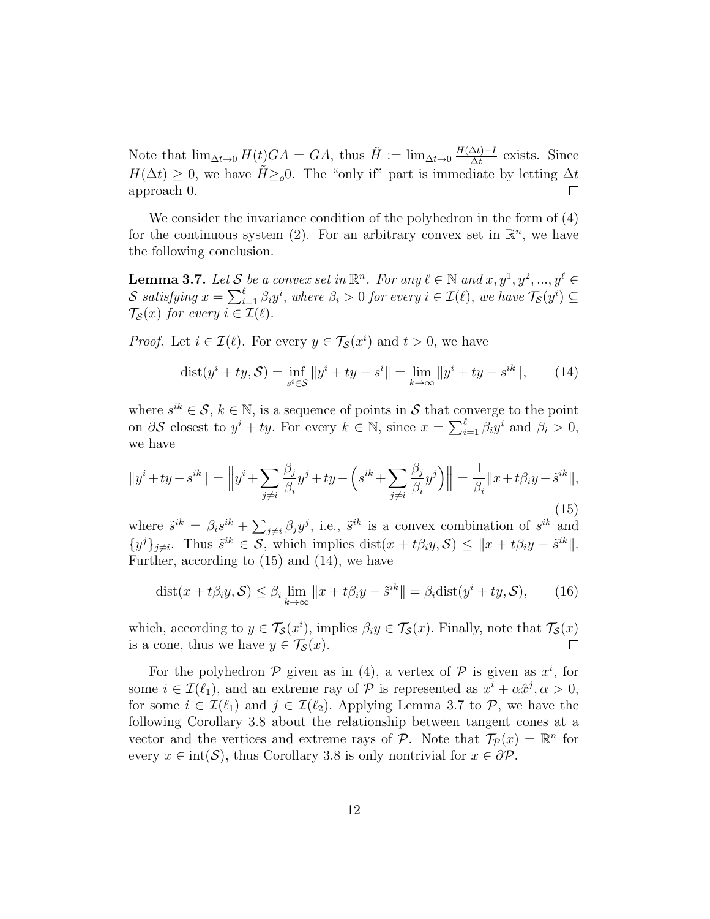Note that $\lim_{\Delta t \to 0} H(t)GA = GA$, thus $\tilde{H} := \lim_{\Delta t \to 0} \frac{H(\Delta t) - I}{\Delta t}$ exists. Since $H(\Delta t) \geq 0$, we have $\tilde{H} \geq_o 0$. The "only if" part is immediate by letting $\Delta t$ approach 0. ◻

We consider the invariance condition of the polyhedron in the form of (4) for the continuous system (2). For an arbitrary convex set in $\mathbb{R}^n$, we have the following conclusion.

**Lemma 3.7.** *Let $\mathcal{S}$ be a convex set in $\mathbb{R}^n$. For any $\ell \in \mathbb{N}$ and $x, y^1, y^2, ..., y^\ell \in \mathcal{S}$ satisfying $x = \sum_{i=1}^{\ell} \beta_i y^i$, where $\beta_i > 0$ for every $i \in \mathcal{I}(\ell)$, we have $\mathcal{T}_{\mathcal{S}}(y^i) \subseteq \mathcal{T}_{\mathcal{S}}(x)$ for every $i \in \mathcal{I}(\ell)$.*

*Proof.* Let $i \in \mathcal{I}(\ell)$. For every $y \in \mathcal{T}_{\mathcal{S}}(x^i)$ and $t > 0$, we have

$$\text{dist}(y^i + ty, \mathcal{S}) = \inf_{s^i \in \mathcal{S}} \|y^i + ty - s^i\| = \lim_{k \to \infty} \|y^i + ty - s^{ik}\|, \tag{14}$$

where $s^{ik} \in \mathcal{S}$, $k \in \mathbb{N}$, is a sequence of points in $\mathcal{S}$ that converge to the point on $\partial \mathcal{S}$ closest to $y^i + ty$. For every $k \in \mathbb{N}$, since $x = \sum_{i=1}^{\ell} \beta_i y^i$ and $\beta_i > 0$, we have

$$\|y^i + ty - s^{ik}\| = \Big\| y^i + \sum_{j \neq i} \frac{\beta_j}{\beta_i} y^j + ty - \Big( s^{ik} + \sum_{j \neq i} \frac{\beta_j}{\beta_i} y^j \Big) \Big\| = \frac{1}{\beta_i} \|x + t\beta_i y - \tilde{s}^{ik}\|, \tag{15}$$

where $\tilde{s}^{ik} = \beta_i s^{ik} + \sum_{j \neq i} \beta_j y^j$, i.e., $\tilde{s}^{ik}$ is a convex combination of $s^{ik}$ and $\{y^j\}_{j \neq i}$. Thus $\tilde{s}^{ik} \in \mathcal{S}$, which implies $\text{dist}(x + t\beta_i y, \mathcal{S}) \leq \|x + t\beta_i y - \tilde{s}^{ik}\|$. Further, according to (15) and (14), we have

$$\text{dist}(x + t\beta_i y, \mathcal{S}) \leq \beta_i \lim_{k \to \infty} \|x + t\beta_i y - \tilde{s}^{ik}\| = \beta_i \text{dist}(y^i + ty, \mathcal{S}), \tag{16}$$

which, according to $y \in \mathcal{T}_{\mathcal{S}}(x^i)$, implies $\beta_i y \in \mathcal{T}_{\mathcal{S}}(x)$. Finally, note that $\mathcal{T}_{\mathcal{S}}(x)$ is a cone, thus we have $y \in \mathcal{T}_{\mathcal{S}}(x)$. ◻

For the polyhedron $\mathcal{P}$ given as in (4), a vertex of $\mathcal{P}$ is given as $x^i$, for some $i \in \mathcal{I}(\ell_1)$, and an extreme ray of $\mathcal{P}$ is represented as $x^i + \alpha \hat{x}^j, \alpha > 0$, for some $i \in \mathcal{I}(\ell_1)$ and $j \in \mathcal{I}(\ell_2)$. Applying Lemma 3.7 to $\mathcal{P}$, we have the following Corollary 3.8 about the relationship between tangent cones at a vector and the vertices and extreme rays of $\mathcal{P}$. Note that $\mathcal{T}_{\mathcal{P}}(x) = \mathbb{R}^n$ for every $x \in \text{int}(\mathcal{S})$, thus Corollary 3.8 is only nontrivial for $x \in \partial \mathcal{P}$.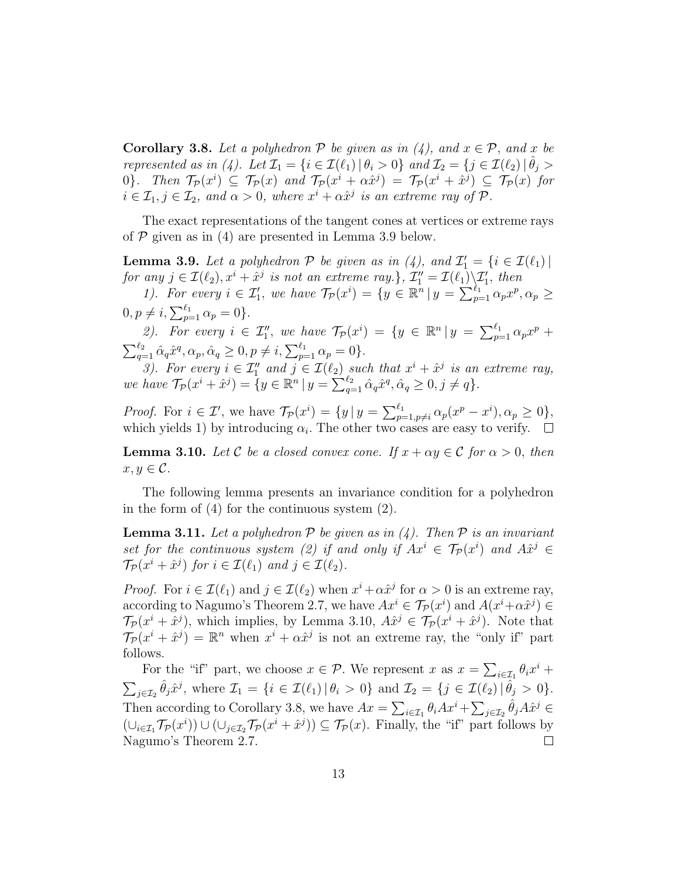**Corollary 3.8.** *Let a polyhedron $\mathcal{P}$ be given as in (4), and $x \in \mathcal{P}$, and $x$ be represented as in (4). Let $\mathcal{I}_1 = \{i \in \mathcal{I}(\ell_1) \,|\, \theta_i > 0\}$ and $\mathcal{I}_2 = \{j \in \mathcal{I}(\ell_2) \,|\, \hat{\theta}_j > 0\}$. Then $\mathcal{T}_\mathcal{P}(x^i) \subseteq \mathcal{T}_\mathcal{P}(x)$ and $\mathcal{T}_\mathcal{P}(x^i + \alpha \hat{x}^j) = \mathcal{T}_\mathcal{P}(x^i + \hat{x}^j) \subseteq \mathcal{T}_\mathcal{P}(x)$ for $i \in \mathcal{I}_1, j \in \mathcal{I}_2$, and $\alpha > 0$, where $x^i + \alpha \hat{x}^j$ is an extreme ray of $\mathcal{P}$.*

The exact representations of the tangent cones at vertices or extreme rays of $\mathcal{P}$ given as in (4) are presented in Lemma 3.9 below.

**Lemma 3.9.** *Let a polyhedron $\mathcal{P}$ be given as in (4), and $\mathcal{I}_1' = \{i \in \mathcal{I}(\ell_1) \,|$ for any $j \in \mathcal{I}(\ell_2), x^i + \hat{x}^j$ is not an extreme ray.$\}$, $\mathcal{I}_1'' = \mathcal{I}(\ell_1) \backslash \mathcal{I}_1'$, then*

*1). For every $i \in \mathcal{I}_1'$, we have $\mathcal{T}_\mathcal{P}(x^i) = \{y \in \mathbb{R}^n \,|\, y = \sum_{p=1}^{\ell_1} \alpha_p x^p, \alpha_p \geq 0, p \neq i, \sum_{p=1}^{\ell_1} \alpha_p = 0\}$.*

*2). For every $i \in \mathcal{I}_1''$, we have $\mathcal{T}_\mathcal{P}(x^i) = \{y \in \mathbb{R}^n \,|\, y = \sum_{p=1}^{\ell_1} \alpha_p x^p + \sum_{q=1}^{\ell_2} \hat{\alpha}_q \hat{x}^q, \alpha_p, \hat{\alpha}_q \geq 0, p \neq i, \sum_{p=1}^{\ell_1} \alpha_p = 0\}$.*

*3). For every $i \in \mathcal{I}_1''$ and $j \in \mathcal{I}(\ell_2)$ such that $x^i + \hat{x}^j$ is an extreme ray, we have $\mathcal{T}_\mathcal{P}(x^i + \hat{x}^j) = \{y \in \mathbb{R}^n \,|\, y = \sum_{q=1}^{\ell_2} \hat{\alpha}_q \hat{x}^q, \hat{\alpha}_q \geq 0, j \neq q\}$.*

*Proof.* For $i \in \mathcal{I}'$, we have $\mathcal{T}_\mathcal{P}(x^i) = \{y \,|\, y = \sum_{p=1, p\neq i}^{\ell_1} \alpha_p (x^p - x^i), \alpha_p \geq 0\}$, which yields 1) by introducing $\alpha_i$. The other two cases are easy to verify. $\square$

**Lemma 3.10.** *Let $\mathcal{C}$ be a closed convex cone. If $x + \alpha y \in \mathcal{C}$ for $\alpha > 0$, then $x, y \in \mathcal{C}$.*

The following lemma presents an invariance condition for a polyhedron in the form of (4) for the continuous system (2).

**Lemma 3.11.** *Let a polyhedron $\mathcal{P}$ be given as in (4). Then $\mathcal{P}$ is an invariant set for the continuous system (2) if and only if $Ax^i \in \mathcal{T}_\mathcal{P}(x^i)$ and $A\hat{x}^j \in \mathcal{T}_\mathcal{P}(x^i + \hat{x}^j)$ for $i \in \mathcal{I}(\ell_1)$ and $j \in \mathcal{I}(\ell_2)$.*

*Proof.* For $i \in \mathcal{I}(\ell_1)$ and $j \in \mathcal{I}(\ell_2)$ when $x^i + \alpha \hat{x}^j$ for $\alpha > 0$ is an extreme ray, according to Nagumo's Theorem 2.7, we have $Ax^i \in \mathcal{T}_\mathcal{P}(x^i)$ and $A(x^i + \alpha \hat{x}^j) \in \mathcal{T}_\mathcal{P}(x^i + \hat{x}^j)$, which implies, by Lemma 3.10, $A\hat{x}^j \in \mathcal{T}_\mathcal{P}(x^i + \hat{x}^j)$. Note that $\mathcal{T}_\mathcal{P}(x^i + \hat{x}^j) = \mathbb{R}^n$ when $x^i + \alpha \hat{x}^j$ is not an extreme ray, the "only if" part follows.

For the "if" part, we choose $x \in \mathcal{P}$. We represent $x$ as $x = \sum_{i \in \mathcal{I}_1} \theta_i x^i + \sum_{j \in \mathcal{I}_2} \hat{\theta}_j \hat{x}^j$, where $\mathcal{I}_1 = \{i \in \mathcal{I}(\ell_1) \,|\, \theta_i > 0\}$ and $\mathcal{I}_2 = \{j \in \mathcal{I}(\ell_2) \,|\, \hat{\theta}_j > 0\}$. Then according to Corollary 3.8, we have $Ax = \sum_{i \in \mathcal{I}_1} \theta_i Ax^i + \sum_{j \in \mathcal{I}_2} \hat{\theta}_j A\hat{x}^j \in (\cup_{i \in \mathcal{I}_1} \mathcal{T}_\mathcal{P}(x^i)) \cup (\cup_{j \in \mathcal{I}_2} \mathcal{T}_\mathcal{P}(x^i + \hat{x}^j)) \subseteq \mathcal{T}_\mathcal{P}(x)$. Finally, the "if" part follows by Nagumo's Theorem 2.7. $\square$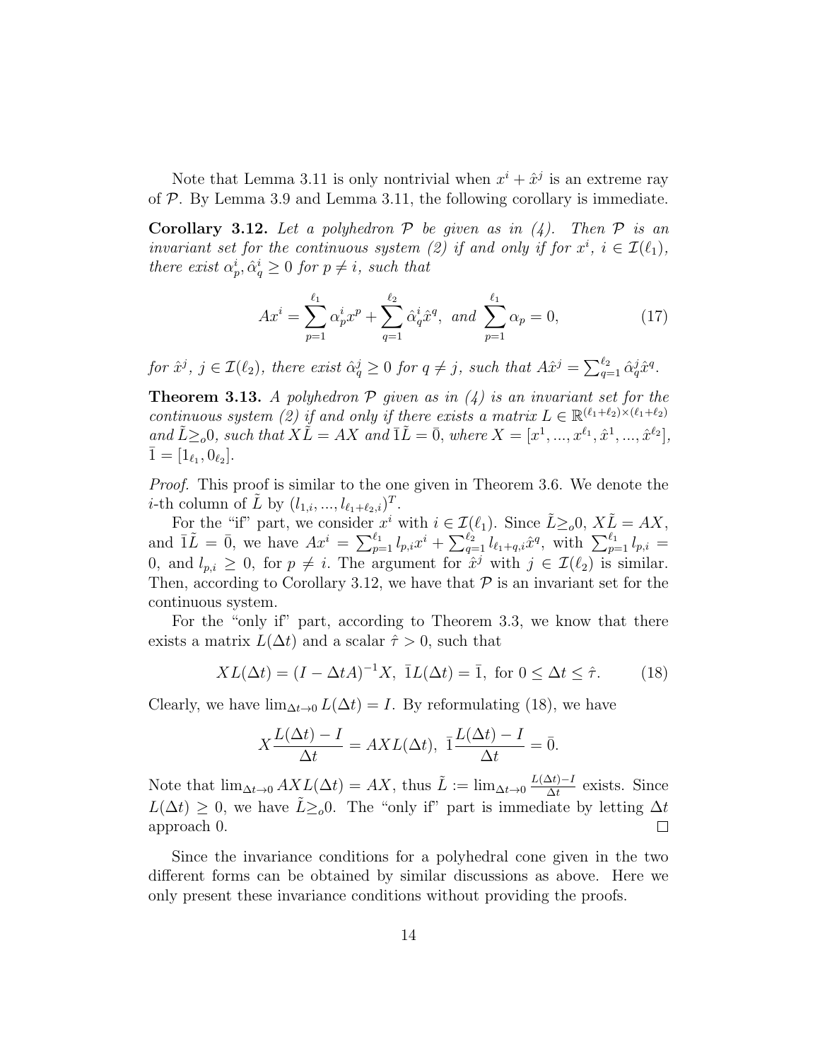Note that Lemma 3.11 is only nontrivial when $x^i + \hat{x}^j$ is an extreme ray of $\mathcal{P}$. By Lemma 3.9 and Lemma 3.11, the following corollary is immediate.

**Corollary 3.12.** *Let a polyhedron $\mathcal{P}$ be given as in (4). Then $\mathcal{P}$ is an invariant set for the continuous system (2) if and only if for $x^i$, $i \in \mathcal{I}(\ell_1)$, there exist $\alpha_p^i, \hat{\alpha}_q^i \geq 0$ for $p \neq i$, such that*

$$Ax^i = \sum_{p=1}^{\ell_1} \alpha_p^i x^p + \sum_{q=1}^{\ell_2} \hat{\alpha}_q^i \hat{x}^q, \text{ and } \sum_{p=1}^{\ell_1} \alpha_p = 0, \tag{17}$$

*for $\hat{x}^j$, $j \in \mathcal{I}(\ell_2)$, there exist $\hat{\alpha}_q^j \geq 0$ for $q \neq j$, such that $A\hat{x}^j = \sum_{q=1}^{\ell_2} \hat{\alpha}_q^j \hat{x}^q$.*

**Theorem 3.13.** *A polyhedron $\mathcal{P}$ given as in (4) is an invariant set for the continuous system (2) if and only if there exists a matrix $L \in \mathbb{R}^{(\ell_1+\ell_2)\times(\ell_1+\ell_2)}$ and $\tilde{L} \geq_o 0$, such that $X\tilde{L} = AX$ and $\bar{1}\tilde{L} = \bar{0}$, where $X = [x^1, ..., x^{\ell_1}, \hat{x}^1, ..., \hat{x}^{\ell_2}]$, $\bar{1} = [1_{\ell_1}, 0_{\ell_2}]$.*

*Proof.* This proof is similar to the one given in Theorem 3.6. We denote the $i$-th column of $\tilde{L}$ by $(l_{1,i}, ..., l_{\ell_1+\ell_2,i})^T$.

For the "if" part, we consider $x^i$ with $i \in \mathcal{I}(\ell_1)$. Since $\tilde{L} \geq_o 0$, $X\tilde{L} = AX$, and $\bar{1}\tilde{L} = \bar{0}$, we have $Ax^i = \sum_{p=1}^{\ell_1} l_{p,i} x^i + \sum_{q=1}^{\ell_2} l_{\ell_1+q,i} \hat{x}^q$, with $\sum_{p=1}^{\ell_1} l_{p,i} = 0$, and $l_{p,i} \geq 0$, for $p \neq i$. The argument for $\hat{x}^j$ with $j \in \mathcal{I}(\ell_2)$ is similar. Then, according to Corollary 3.12, we have that $\mathcal{P}$ is an invariant set for the continuous system.

For the "only if" part, according to Theorem 3.3, we know that there exists a matrix $L(\Delta t)$ and a scalar $\hat{\tau} > 0$, such that

$$XL(\Delta t) = (I - \Delta t A)^{-1} X, \;\; \bar{1}L(\Delta t) = \bar{1}, \text{ for } 0 \leq \Delta t \leq \hat{\tau}. \tag{18}$$

Clearly, we have $\lim_{\Delta t \to 0} L(\Delta t) = I$. By reformulating (18), we have

$$X\frac{L(\Delta t) - I}{\Delta t} = AXL(\Delta t), \;\; \bar{1}\frac{L(\Delta t) - I}{\Delta t} = \bar{0}.$$

Note that $\lim_{\Delta t \to 0} AXL(\Delta t) = AX$, thus $\tilde{L} := \lim_{\Delta t \to 0} \frac{L(\Delta t) - I}{\Delta t}$ exists. Since $L(\Delta t) \geq 0$, we have $\tilde{L} \geq_o 0$. The "only if" part is immediate by letting $\Delta t$ approach 0. $\square$

Since the invariance conditions for a polyhedral cone given in the two different forms can be obtained by similar discussions as above. Here we only present these invariance conditions without providing the proofs.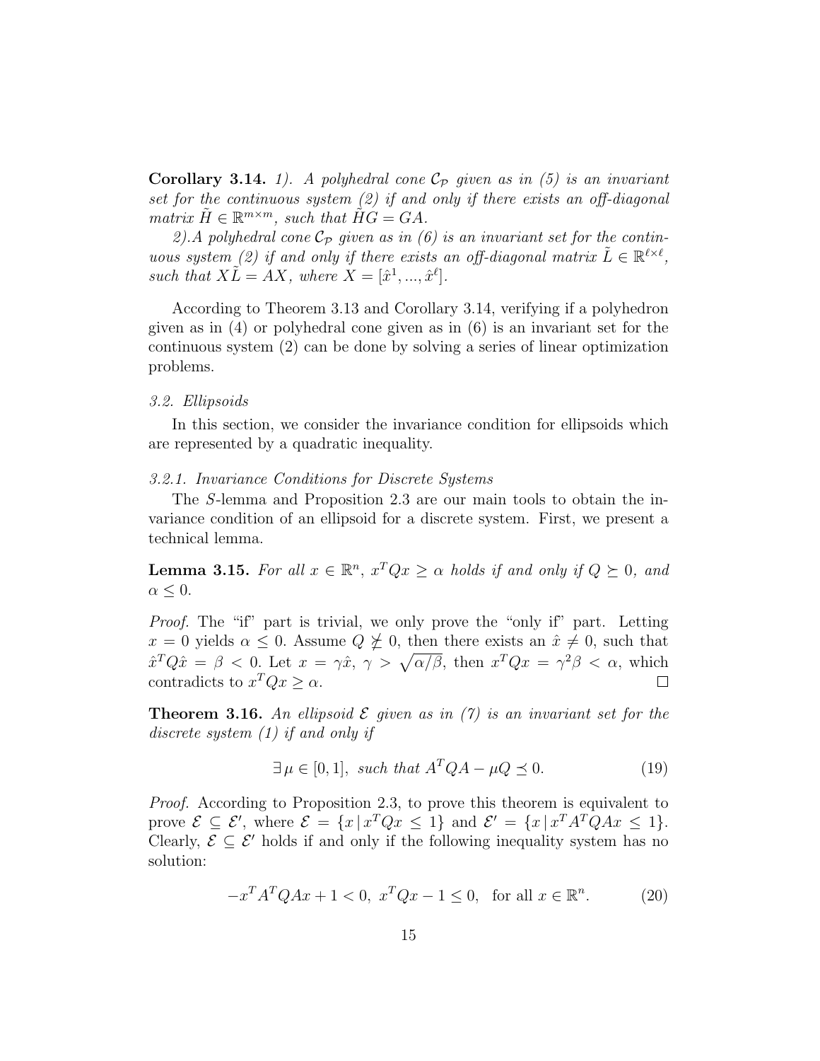**Corollary 3.14.** *1). A polyhedral cone $\mathcal{C}_\mathcal{P}$ given as in (5) is an invariant set for the continuous system (2) if and only if there exists an off-diagonal matrix $\tilde{H} \in \mathbb{R}^{m\times m}$, such that $\tilde{H}G = GA$.*

*2).A polyhedral cone $\mathcal{C}_\mathcal{P}$ given as in (6) is an invariant set for the continuous system (2) if and only if there exists an off-diagonal matrix $\tilde{L} \in \mathbb{R}^{\ell\times\ell}$, such that $X\tilde{L} = AX$, where $X = [\hat{x}^1, ..., \hat{x}^\ell]$.*

According to Theorem 3.13 and Corollary 3.14, verifying if a polyhedron given as in (4) or polyhedral cone given as in (6) is an invariant set for the continuous system (2) can be done by solving a series of linear optimization problems.

*3.2. Ellipsoids*

In this section, we consider the invariance condition for ellipsoids which are represented by a quadratic inequality.

*3.2.1. Invariance Conditions for Discrete Systems*

The $S$-lemma and Proposition 2.3 are our main tools to obtain the invariance condition of an ellipsoid for a discrete system. First, we present a technical lemma.

**Lemma 3.15.** *For all $x \in \mathbb{R}^n$, $x^TQx \geq \alpha$ holds if and only if $Q \succeq 0$, and $\alpha \leq 0$.*

*Proof.* The "if" part is trivial, we only prove the "only if" part. Letting $x = 0$ yields $\alpha \leq 0$. Assume $Q \not\succeq 0$, then there exists an $\hat{x} \neq 0$, such that $\hat{x}^TQ\hat{x} = \beta < 0$. Let $x = \gamma\hat{x}$, $\gamma > \sqrt{\alpha/\beta}$, then $x^TQx = \gamma^2\beta < \alpha$, which contradicts to $x^TQx \geq \alpha$. $\square$

**Theorem 3.16.** *An ellipsoid $\mathcal{E}$ given as in (7) is an invariant set for the discrete system (1) if and only if*

$$\exists\, \mu \in [0, 1], \text{ such that } A^TQA - \mu Q \preceq 0. \tag{19}$$

*Proof.* According to Proposition 2.3, to prove this theorem is equivalent to prove $\mathcal{E} \subseteq \mathcal{E}'$, where $\mathcal{E} = \{x\,|\,x^TQx \leq 1\}$ and $\mathcal{E}' = \{x\,|\,x^TA^TQAx \leq 1\}$. Clearly, $\mathcal{E} \subseteq \mathcal{E}'$ holds if and only if the following inequality system has no solution:

$$-x^TA^TQAx + 1 < 0,\; x^TQx - 1 \leq 0, \;\; \text{for all } x \in \mathbb{R}^n. \tag{20}$$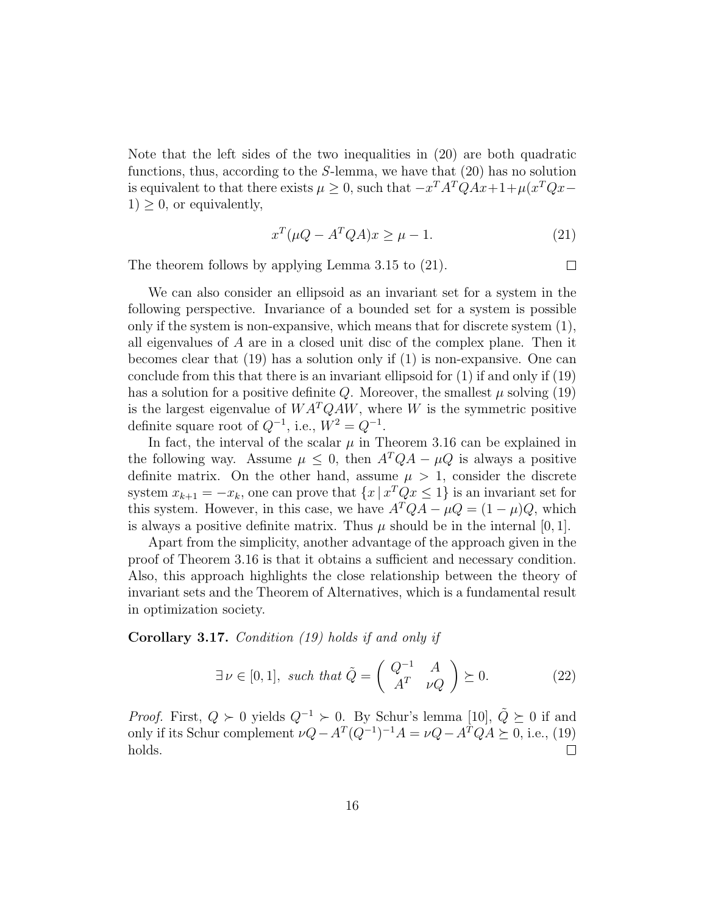Note that the left sides of the two inequalities in (20) are both quadratic functions, thus, according to the $S$-lemma, we have that (20) has no solution is equivalent to that there exists $\mu \geq 0$, such that $-x^T A^T Q A x + 1 + \mu(x^T Q x - 1) \geq 0$, or equivalently,

$$x^T(\mu Q - A^T Q A)x \geq \mu - 1. \tag{21}$$

The theorem follows by applying Lemma 3.15 to (21). □

We can also consider an ellipsoid as an invariant set for a system in the following perspective. Invariance of a bounded set for a system is possible only if the system is non-expansive, which means that for discrete system (1), all eigenvalues of $A$ are in a closed unit disc of the complex plane. Then it becomes clear that (19) has a solution only if (1) is non-expansive. One can conclude from this that there is an invariant ellipsoid for (1) if and only if (19) has a solution for a positive definite $Q$. Moreover, the smallest $\mu$ solving (19) is the largest eigenvalue of $WA^TQAW$, where $W$ is the symmetric positive definite square root of $Q^{-1}$, i.e., $W^2 = Q^{-1}$.

In fact, the interval of the scalar $\mu$ in Theorem 3.16 can be explained in the following way. Assume $\mu \leq 0$, then $A^TQA - \mu Q$ is always a positive definite matrix. On the other hand, assume $\mu > 1$, consider the discrete system $x_{k+1} = -x_k$, one can prove that $\{x \,|\, x^T Q x \leq 1\}$ is an invariant set for this system. However, in this case, we have $A^TQA - \mu Q = (1-\mu)Q$, which is always a positive definite matrix. Thus $\mu$ should be in the internal $[0, 1]$.

Apart from the simplicity, another advantage of the approach given in the proof of Theorem 3.16 is that it obtains a sufficient and necessary condition. Also, this approach highlights the close relationship between the theory of invariant sets and the Theorem of Alternatives, which is a fundamental result in optimization society.

**Corollary 3.17.** *Condition (19) holds if and only if*

$$\exists\, \nu \in [0, 1], \text{ such that } \tilde{Q} = \begin{pmatrix} Q^{-1} & A \\ A^T & \nu Q \end{pmatrix} \succeq 0. \tag{22}$$

*Proof.* First, $Q \succ 0$ yields $Q^{-1} \succ 0$. By Schur's lemma [10], $\tilde{Q} \succeq 0$ if and only if its Schur complement $\nu Q - A^T (Q^{-1})^{-1} A = \nu Q - A^T Q A \succeq 0$, i.e., (19) holds. □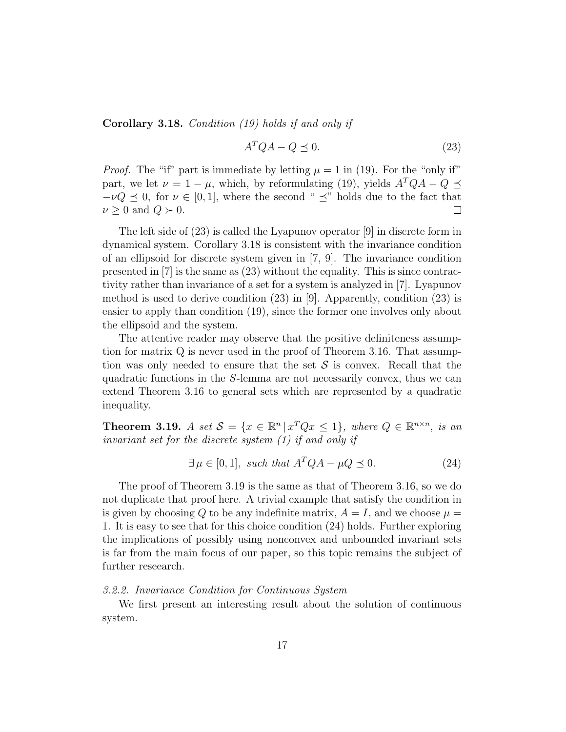**Corollary 3.18.** *Condition (19) holds if and only if*

$$A^TQA - Q \preceq 0. \tag{23}$$

*Proof.* The "if" part is immediate by letting $\mu = 1$ in (19). For the "only if" part, we let $\nu = 1 - \mu$, which, by reformulating (19), yields $A^TQA - Q \preceq -\nu Q \preceq 0$, for $\nu \in [0, 1]$, where the second " $\preceq$" holds due to the fact that $\nu \geq 0$ and $Q \succ 0$. $\square$

The left side of (23) is called the Lyapunov operator [9] in discrete form in dynamical system. Corollary 3.18 is consistent with the invariance condition of an ellipsoid for discrete system given in [7, 9]. The invariance condition presented in [7] is the same as (23) without the equality. This is since contractivity rather than invariance of a set for a system is analyzed in [7]. Lyapunov method is used to derive condition (23) in [9]. Apparently, condition (23) is easier to apply than condition (19), since the former one involves only about the ellipsoid and the system.

The attentive reader may observe that the positive definiteness assumption for matrix Q is never used in the proof of Theorem 3.16. That assumption was only needed to ensure that the set $\mathcal{S}$ is convex. Recall that the quadratic functions in the $S$-lemma are not necessarily convex, thus we can extend Theorem 3.16 to general sets which are represented by a quadratic inequality.

**Theorem 3.19.** *A set $\mathcal{S} = \{x \in \mathbb{R}^n \,|\, x^TQx \leq 1\}$, where $Q \in \mathbb{R}^{n\times n}$, is an invariant set for the discrete system (1) if and only if*

$$\exists\, \mu \in [0, 1], \text{ such that } A^TQA - \mu Q \preceq 0. \tag{24}$$

The proof of Theorem 3.19 is the same as that of Theorem 3.16, so we do not duplicate that proof here. A trivial example that satisfy the condition in is given by choosing $Q$ to be any indefinite matrix, $A = I$, and we choose $\mu = 1$. It is easy to see that for this choice condition (24) holds. Further exploring the implications of possibly using nonconvex and unbounded invariant sets is far from the main focus of our paper, so this topic remains the subject of further reseearch.

#### *3.2.2. Invariance Condition for Continuous System*

We first present an interesting result about the solution of continuous system.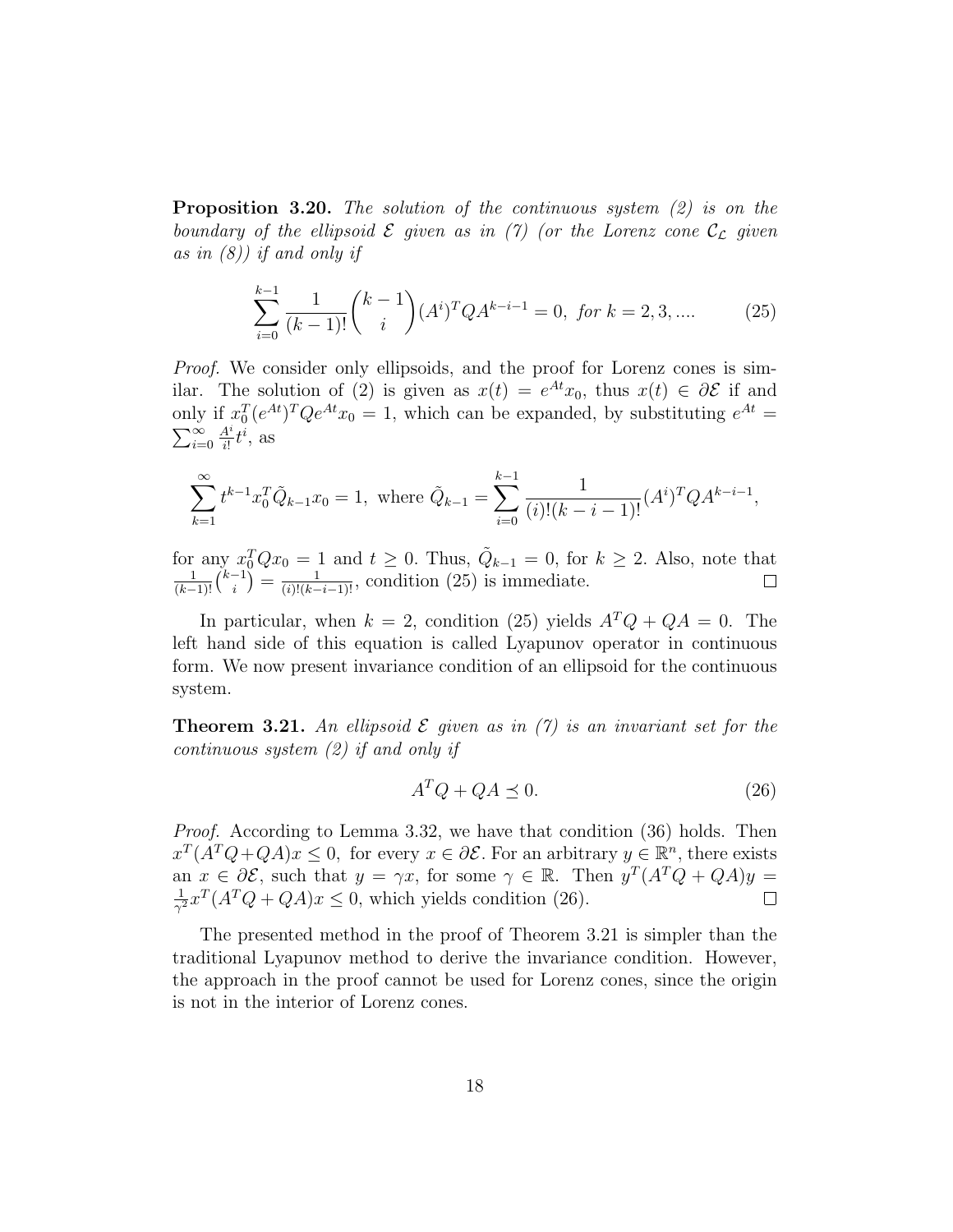**Proposition 3.20.** *The solution of the continuous system (2) is on the boundary of the ellipsoid $\mathcal{E}$ given as in (7) (or the Lorenz cone $\mathcal{C}_{\mathcal{L}}$ given as in (8)) if and only if*

$$\sum_{i=0}^{k-1} \frac{1}{(k-1)!}\binom{k-1}{i}(A^i)^T Q A^{k-i-1} = 0, \; \textit{for } k = 2, 3, .... \tag{25}$$

*Proof.* We consider only ellipsoids, and the proof for Lorenz cones is similar. The solution of (2) is given as $x(t) = e^{At}x_0$, thus $x(t) \in \partial\mathcal{E}$ if and only if $x_0^T(e^{At})^T Q e^{At} x_0 = 1$, which can be expanded, by substituting $e^{At} = \sum_{i=0}^{\infty} \frac{A^i}{i!} t^i$, as

$$\sum_{k=1}^{\infty} t^{k-1} x_0^T \tilde{Q}_{k-1} x_0 = 1, \text{ where } \tilde{Q}_{k-1} = \sum_{i=0}^{k-1} \frac{1}{(i)!(k-i-1)!}(A^i)^T Q A^{k-i-1},$$

for any $x_0^T Q x_0 = 1$ and $t \geq 0$. Thus, $\tilde{Q}_{k-1} = 0$, for $k \geq 2$. Also, note that $\frac{1}{(k-1)!}\binom{k-1}{i} = \frac{1}{(i)!(k-i-1)!}$, condition (25) is immediate. $\square$

In particular, when $k = 2$, condition (25) yields $A^T Q + QA = 0$. The left hand side of this equation is called Lyapunov operator in continuous form. We now present invariance condition of an ellipsoid for the continuous system.

**Theorem 3.21.** *An ellipsoid $\mathcal{E}$ given as in (7) is an invariant set for the continuous system (2) if and only if*

$$A^T Q + QA \preceq 0. \tag{26}$$

*Proof.* According to Lemma 3.32, we have that condition (36) holds. Then $x^T(A^T Q + QA)x \leq 0$, for every $x \in \partial\mathcal{E}$. For an arbitrary $y \in \mathbb{R}^n$, there exists an $x \in \partial\mathcal{E}$, such that $y = \gamma x$, for some $\gamma \in \mathbb{R}$. Then $y^T(A^T Q + QA)y = \frac{1}{\gamma^2} x^T(A^T Q + QA)x \leq 0$, which yields condition (26). $\square$

The presented method in the proof of Theorem 3.21 is simpler than the traditional Lyapunov method to derive the invariance condition. However, the approach in the proof cannot be used for Lorenz cones, since the origin is not in the interior of Lorenz cones.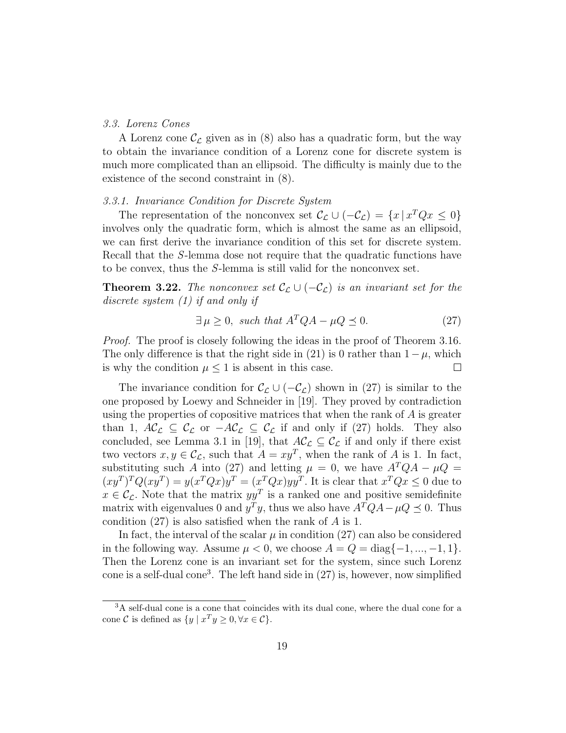### 3.3. Lorenz Cones

A Lorenz cone $\mathcal{C}_\mathcal{L}$ given as in (8) also has a quadratic form, but the way to obtain the invariance condition of a Lorenz cone for discrete system is much more complicated than an ellipsoid. The difficulty is mainly due to the existence of the second constraint in (8).

#### 3.3.1. Invariance Condition for Discrete System

The representation of the nonconvex set $\mathcal{C}_\mathcal{L} \cup (-\mathcal{C}_\mathcal{L}) = \{x \,|\, x^T Q x \leq 0\}$ involves only the quadratic form, which is almost the same as an ellipsoid, we can first derive the invariance condition of this set for discrete system. Recall that the $S$-lemma dose not require that the quadratic functions have to be convex, thus the $S$-lemma is still valid for the nonconvex set.

**Theorem 3.22.** *The nonconvex set $\mathcal{C}_\mathcal{L} \cup (-\mathcal{C}_\mathcal{L})$ is an invariant set for the discrete system (1) if and only if*

$$\exists\, \mu \geq 0, \text{ such that } A^T Q A - \mu Q \preceq 0. \tag{27}$$

*Proof.* The proof is closely following the ideas in the proof of Theorem 3.16. The only difference is that the right side in (21) is 0 rather than $1 - \mu$, which is why the condition $\mu \leq 1$ is absent in this case. □

The invariance condition for $\mathcal{C}_\mathcal{L} \cup (-\mathcal{C}_\mathcal{L})$ shown in (27) is similar to the one proposed by Loewy and Schneider in [19]. They proved by contradiction using the properties of copositive matrices that when the rank of $A$ is greater than 1, $A\mathcal{C}_\mathcal{L} \subseteq \mathcal{C}_\mathcal{L}$ or $-A\mathcal{C}_\mathcal{L} \subseteq \mathcal{C}_\mathcal{L}$ if and only if (27) holds. They also concluded, see Lemma 3.1 in [19], that $A\mathcal{C}_\mathcal{L} \subseteq \mathcal{C}_\mathcal{L}$ if and only if there exist two vectors $x, y \in \mathcal{C}_\mathcal{L}$, such that $A = xy^T$, when the rank of $A$ is 1. In fact, substituting such $A$ into (27) and letting $\mu = 0$, we have $A^T Q A - \mu Q = (xy^T)^T Q (xy^T) = y(x^T Q x)y^T = (x^T Q x) yy^T$. It is clear that $x^T Q x \leq 0$ due to $x \in \mathcal{C}_\mathcal{L}$. Note that the matrix $yy^T$ is a ranked one and positive semidefinite matrix with eigenvalues 0 and $y^T y$, thus we also have $A^T Q A - \mu Q \preceq 0$. Thus condition (27) is also satisfied when the rank of $A$ is 1.

In fact, the interval of the scalar $\mu$ in condition (27) can also be considered in the following way. Assume $\mu < 0$, we choose $A = Q = \text{diag}\{-1, ..., -1, 1\}$. Then the Lorenz cone is an invariant set for the system, since such Lorenz cone is a self-dual cone[3]. The left hand side in (27) is, however, now simplified

[3] A self-dual cone is a cone that coincides with its dual cone, where the dual cone for a cone $\mathcal{C}$ is defined as $\{y \mid x^T y \geq 0, \forall x \in \mathcal{C}\}$.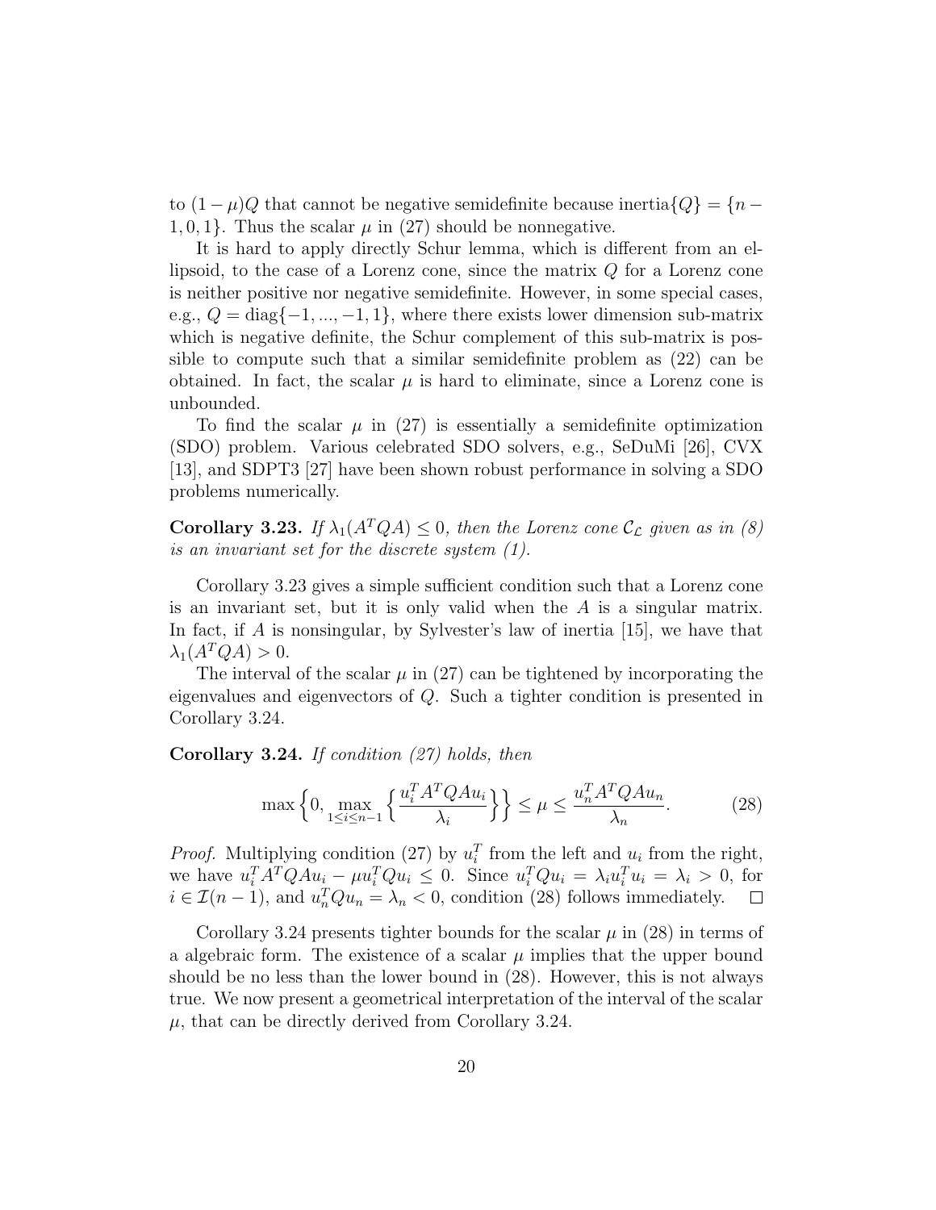to $(1-\mu)Q$ that cannot be negative semidefinite because inertia$\{Q\} = \{n-1, 0, 1\}$. Thus the scalar $\mu$ in (27) should be nonnegative.

It is hard to apply directly Schur lemma, which is different from an ellipsoid, to the case of a Lorenz cone, since the matrix $Q$ for a Lorenz cone is neither positive nor negative semidefinite. However, in some special cases, e.g., $Q = \text{diag}\{-1, ..., -1, 1\}$, where there exists lower dimension sub-matrix which is negative definite, the Schur complement of this sub-matrix is possible to compute such that a similar semidefinite problem as (22) can be obtained. In fact, the scalar $\mu$ is hard to eliminate, since a Lorenz cone is unbounded.

To find the scalar $\mu$ in (27) is essentially a semidefinite optimization (SDO) problem. Various celebrated SDO solvers, e.g., SeDuMi [26], CVX [13], and SDPT3 [27] have been shown robust performance in solving a SDO problems numerically.

**Corollary 3.23.** *If $\lambda_1(A^TQA) \leq 0$, then the Lorenz cone $\mathcal{C}_\mathcal{L}$ given as in (8) is an invariant set for the discrete system (1).*

Corollary 3.23 gives a simple sufficient condition such that a Lorenz cone is an invariant set, but it is only valid when the $A$ is a singular matrix. In fact, if $A$ is nonsingular, by Sylvester's law of inertia [15], we have that $\lambda_1(A^TQA) > 0$.

The interval of the scalar $\mu$ in (27) can be tightened by incorporating the eigenvalues and eigenvectors of $Q$. Such a tighter condition is presented in Corollary 3.24.

**Corollary 3.24.** *If condition (27) holds, then*

$$\max\Big\{0, \max_{1\leq i\leq n-1}\Big\{\frac{u_i^TA^TQAu_i}{\lambda_i}\Big\}\Big\} \leq \mu \leq \frac{u_n^TA^TQAu_n}{\lambda_n}. \tag{28}$$

*Proof.* Multiplying condition (27) by $u_i^T$ from the left and $u_i$ from the right, we have $u_i^TA^TQAu_i - \mu u_i^TQu_i \leq 0$. Since $u_i^TQu_i = \lambda_i u_i^Tu_i = \lambda_i > 0$, for $i \in \mathcal{I}(n-1)$, and $u_n^TQu_n = \lambda_n < 0$, condition (28) follows immediately. $\square$

Corollary 3.24 presents tighter bounds for the scalar $\mu$ in (28) in terms of a algebraic form. The existence of a scalar $\mu$ implies that the upper bound should be no less than the lower bound in (28). However, this is not always true. We now present a geometrical interpretation of the interval of the scalar $\mu$, that can be directly derived from Corollary 3.24.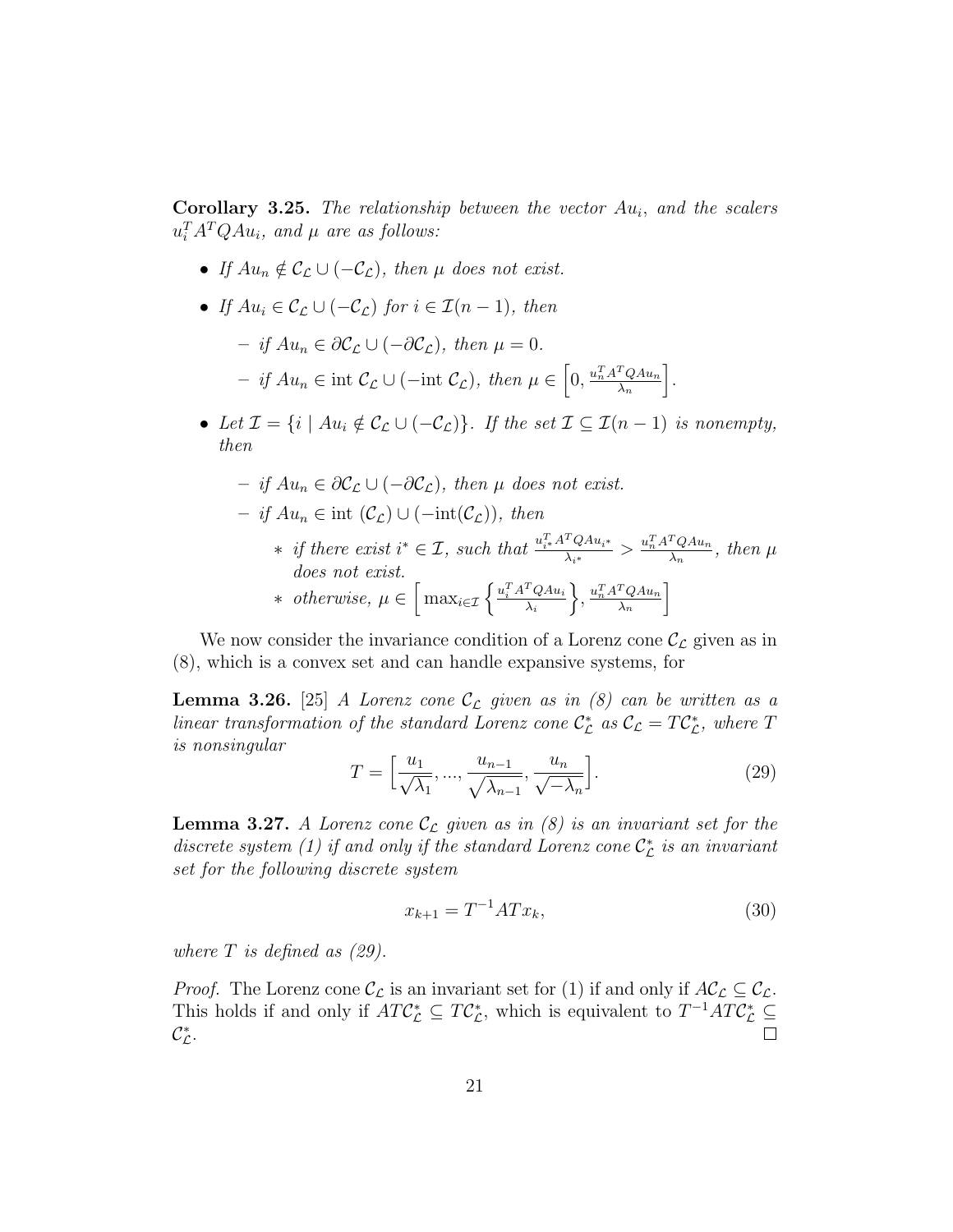**Corollary 3.25.** *The relationship between the vector $Au_i$, and the scalers $u_i^TA^TQAu_i$, and $\mu$ are as follows:*

- *If $Au_n \notin \mathcal{C}_{\mathcal{L}} \cup (-\mathcal{C}_{\mathcal{L}})$, then $\mu$ does not exist.*
- *If $Au_i \in \mathcal{C}_{\mathcal{L}} \cup (-\mathcal{C}_{\mathcal{L}})$ for $i \in \mathcal{I}(n-1)$, then*
  - *if $Au_n \in \partial\mathcal{C}_{\mathcal{L}} \cup (-\partial\mathcal{C}_{\mathcal{L}})$, then $\mu = 0$.*
  - *if $Au_n \in \text{int } \mathcal{C}_{\mathcal{L}} \cup (-\text{int } \mathcal{C}_{\mathcal{L}})$, then $\mu \in \Big[0, \frac{u_n^TA^TQAu_n}{\lambda_n}\Big]$.*
- *Let $\mathcal{I} = \{i \mid Au_i \notin \mathcal{C}_{\mathcal{L}} \cup (-\mathcal{C}_{\mathcal{L}})\}$. If the set $\mathcal{I} \subseteq \mathcal{I}(n-1)$ is nonempty, then*
  - *if $Au_n \in \partial\mathcal{C}_{\mathcal{L}} \cup (-\partial\mathcal{C}_{\mathcal{L}})$, then $\mu$ does not exist.*
  - *if $Au_n \in \text{int } (\mathcal{C}_{\mathcal{L}}) \cup (-\text{int}(\mathcal{C}_{\mathcal{L}}))$, then*
    - *if there exist $i^* \in \mathcal{I}$, such that $\frac{u_{i^*}^TA^TQAu_{i^*}}{\lambda_{i^*}} > \frac{u_n^TA^TQAu_n}{\lambda_n}$, then $\mu$ does not exist.*
    - *otherwise, $\mu \in \Big[\max_{i\in\mathcal{I}}\Big\{\frac{u_i^TA^TQAu_i}{\lambda_i}\Big\}, \frac{u_n^TA^TQAu_n}{\lambda_n}\Big]$*

We now consider the invariance condition of a Lorenz cone $\mathcal{C}_{\mathcal{L}}$ given as in (8), which is a convex set and can handle expansive systems, for

**Lemma 3.26.** [25] *A Lorenz cone $\mathcal{C}_{\mathcal{L}}$ given as in (8) can be written as a linear transformation of the standard Lorenz cone $\mathcal{C}_{\mathcal{L}}^*$ as $\mathcal{C}_{\mathcal{L}} = T\mathcal{C}_{\mathcal{L}}^*$, where $T$ is nonsingular*

$$T = \Big[\frac{u_1}{\sqrt{\lambda_1}}, ..., \frac{u_{n-1}}{\sqrt{\lambda_{n-1}}}, \frac{u_n}{\sqrt{-\lambda_n}}\Big]. \tag{29}$$

**Lemma 3.27.** *A Lorenz cone $\mathcal{C}_{\mathcal{L}}$ given as in (8) is an invariant set for the discrete system (1) if and only if the standard Lorenz cone $\mathcal{C}_{\mathcal{L}}^*$ is an invariant set for the following discrete system*

$$x_{k+1} = T^{-1}ATx_k, \tag{30}$$

*where $T$ is defined as (29).*

*Proof.* The Lorenz cone $\mathcal{C}_{\mathcal{L}}$ is an invariant set for (1) if and only if $A\mathcal{C}_{\mathcal{L}} \subseteq \mathcal{C}_{\mathcal{L}}$. This holds if and only if $AT\mathcal{C}_{\mathcal{L}}^* \subseteq T\mathcal{C}_{\mathcal{L}}^*$, which is equivalent to $T^{-1}AT\mathcal{C}_{\mathcal{L}}^* \subseteq \mathcal{C}_{\mathcal{L}}^*$. □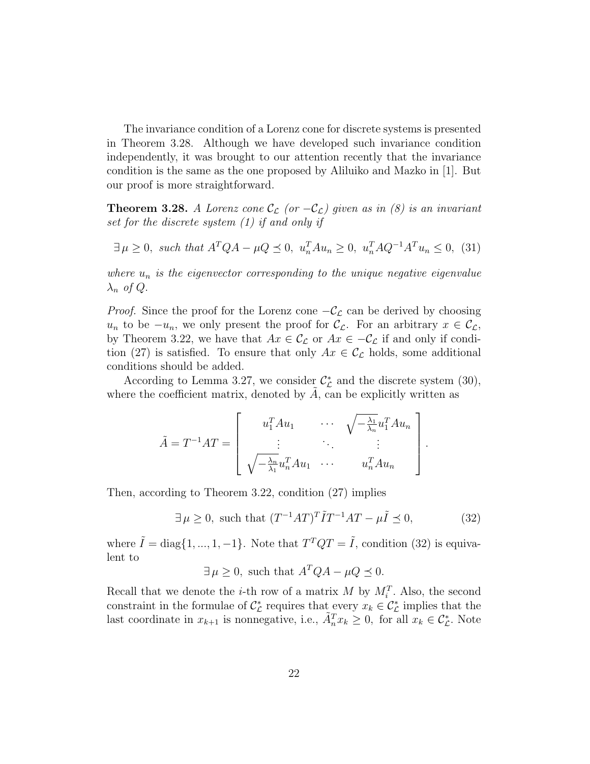The invariance condition of a Lorenz cone for discrete systems is presented in Theorem 3.28. Although we have developed such invariance condition independently, it was brought to our attention recently that the invariance condition is the same as the one proposed by Aliluiko and Mazko in [1]. But our proof is more straightforward.

**Theorem 3.28.** *A Lorenz cone $\mathcal{C}_\mathcal{L}$ (or $-\mathcal{C}_\mathcal{L}$) given as in (8) is an invariant set for the discrete system (1) if and only if*

$$\exists\, \mu \geq 0, \text{ such that } A^TQA - \mu Q \preceq 0, \; u_n^T A u_n \geq 0, \; u_n^T A Q^{-1} A^T u_n \leq 0, \quad (31)$$

*where $u_n$ is the eigenvector corresponding to the unique negative eigenvalue $\lambda_n$ of $Q$.*

*Proof.* Since the proof for the Lorenz cone $-\mathcal{C}_\mathcal{L}$ can be derived by choosing $u_n$ to be $-u_n$, we only present the proof for $\mathcal{C}_\mathcal{L}$. For an arbitrary $x \in \mathcal{C}_\mathcal{L}$, by Theorem 3.22, we have that $Ax \in \mathcal{C}_\mathcal{L}$ or $Ax \in -\mathcal{C}_\mathcal{L}$ if and only if condition (27) is satisfied. To ensure that only $Ax \in \mathcal{C}_\mathcal{L}$ holds, some additional conditions should be added.

According to Lemma 3.27, we consider $\mathcal{C}_\mathcal{L}^*$ and the discrete system (30), where the coefficient matrix, denoted by $\tilde{A}$, can be explicitly written as

$$\tilde{A} = T^{-1}AT = \begin{bmatrix} u_1^T A u_1 & \cdots & \sqrt{-\frac{\lambda_1}{\lambda_n}} u_1^T A u_n \\ \vdots & \ddots & \vdots \\ \sqrt{-\frac{\lambda_n}{\lambda_1}} u_n^T A u_1 & \cdots & u_n^T A u_n \end{bmatrix}.$$

Then, according to Theorem 3.22, condition (27) implies

$$\exists\, \mu \geq 0, \text{ such that } (T^{-1}AT)^T \tilde{I} T^{-1}AT - \mu \tilde{I} \preceq 0, \quad (32)$$

where $\tilde{I} = \text{diag}\{1, ..., 1, -1\}$. Note that $T^TQT = \tilde{I}$, condition (32) is equivalent to

$$\exists\, \mu \geq 0, \text{ such that } A^TQA - \mu Q \preceq 0.$$

Recall that we denote the $i$-th row of a matrix $M$ by $M_i^T$. Also, the second constraint in the formulae of $\mathcal{C}_\mathcal{L}^*$ requires that every $x_k \in \mathcal{C}_\mathcal{L}^*$ implies that the last coordinate in $x_{k+1}$ is nonnegative, i.e., $\tilde{A}_n^T x_k \geq 0$, for all $x_k \in \mathcal{C}_\mathcal{L}^*$. Note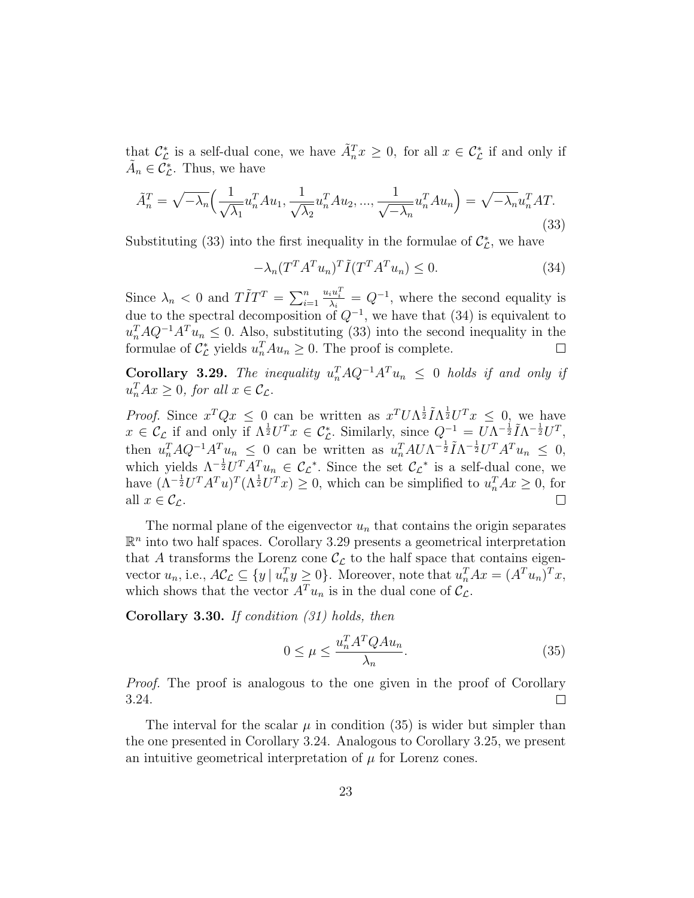that $\mathcal{C}_{\mathcal{L}}^*$ is a self-dual cone, we have $\tilde{A}_n^T x \geq 0$, for all $x \in \mathcal{C}_{\mathcal{L}}^*$ if and only if $\tilde{A}_n \in \mathcal{C}_{\mathcal{L}}^*$. Thus, we have

$$\tilde{A}_n^T = \sqrt{-\lambda_n}\Big(\frac{1}{\sqrt{\lambda_1}}u_n^T A u_1, \frac{1}{\sqrt{\lambda_2}}u_n^T A u_2, ..., \frac{1}{\sqrt{-\lambda_n}}u_n^T A u_n\Big) = \sqrt{-\lambda_n}u_n^T A T. \tag{33}$$

Substituting (33) into the first inequality in the formulae of $\mathcal{C}_{\mathcal{L}}^*$, we have

$$-\lambda_n (T^T A^T u_n)^T \tilde{I} (T^T A^T u_n) \leq 0. \tag{34}$$

Since $\lambda_n < 0$ and $T\tilde{I}T^T = \sum_{i=1}^n \frac{u_i u_i^T}{\lambda_i} = Q^{-1}$, where the second equality is due to the spectral decomposition of $Q^{-1}$, we have that (34) is equivalent to $u_n^T A Q^{-1} A^T u_n \leq 0$. Also, substituting (33) into the second inequality in the formulae of $\mathcal{C}_{\mathcal{L}}^*$ yields $u_n^T A u_n \geq 0$. The proof is complete. $\square$

**Corollary 3.29.** *The inequality $u_n^T A Q^{-1} A^T u_n \leq 0$ holds if and only if $u_n^T A x \geq 0$, for all $x \in \mathcal{C}_{\mathcal{L}}$.*

*Proof.* Since $x^T Q x \leq 0$ can be written as $x^T U \Lambda^{\frac{1}{2}} \tilde{I} \Lambda^{\frac{1}{2}} U^T x \leq 0$, we have $x \in \mathcal{C}_{\mathcal{L}}$ if and only if $\Lambda^{\frac{1}{2}} U^T x \in \mathcal{C}_{\mathcal{L}}^*$. Similarly, since $Q^{-1} = U\Lambda^{-\frac{1}{2}} \tilde{I} \Lambda^{-\frac{1}{2}} U^T$, then $u_n^T A Q^{-1} A^T u_n \leq 0$ can be written as $u_n^T A U \Lambda^{-\frac{1}{2}} \tilde{I} \Lambda^{-\frac{1}{2}} U^T A^T u_n \leq 0$, which yields $\Lambda^{-\frac{1}{2}} U^T A^T u_n \in {\mathcal{C}_{\mathcal{L}}}^*$. Since the set ${\mathcal{C}_{\mathcal{L}}}^*$ is a self-dual cone, we have $(\Lambda^{-\frac{1}{2}} U^T A^T u)^T (\Lambda^{\frac{1}{2}} U^T x) \geq 0$, which can be simplified to $u_n^T A x \geq 0$, for all $x \in \mathcal{C}_{\mathcal{L}}$. $\square$

The normal plane of the eigenvector $u_n$ that contains the origin separates $\mathbb{R}^n$ into two half spaces. Corollary 3.29 presents a geometrical interpretation that $A$ transforms the Lorenz cone $\mathcal{C}_{\mathcal{L}}$ to the half space that contains eigenvector $u_n$, i.e., $A\mathcal{C}_{\mathcal{L}} \subseteq \{y \mid u_n^T y \geq 0\}$. Moreover, note that $u_n^T A x = (A^T u_n)^T x$, which shows that the vector $A^T u_n$ is in the dual cone of $\mathcal{C}_{\mathcal{L}}$.

**Corollary 3.30.** *If condition (31) holds, then*

$$0 \leq \mu \leq \frac{u_n^T A^T Q A u_n}{\lambda_n}. \tag{35}$$

*Proof.* The proof is analogous to the one given in the proof of Corollary 3.24. $\square$

The interval for the scalar $\mu$ in condition (35) is wider but simpler than the one presented in Corollary 3.24. Analogous to Corollary 3.25, we present an intuitive geometrical interpretation of $\mu$ for Lorenz cones.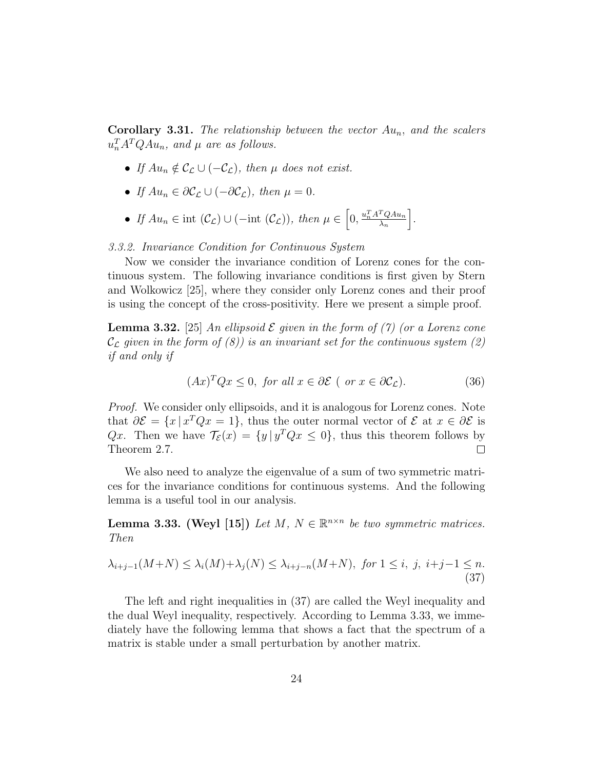**Corollary 3.31.** *The relationship between the vector $Au_n$, and the scalers $u_n^T A^T Q A u_n$, and $\mu$ are as follows.*

- *If $Au_n \notin \mathcal{C}_\mathcal{L} \cup (-\mathcal{C}_\mathcal{L})$, then $\mu$ does not exist.*
- *If $Au_n \in \partial\mathcal{C}_\mathcal{L} \cup (-\partial\mathcal{C}_\mathcal{L})$, then $\mu = 0$.*
- *If $Au_n \in \text{int}\ (\mathcal{C}_\mathcal{L}) \cup (-\text{int}\ (\mathcal{C}_\mathcal{L}))$, then $\mu \in \left[0, \frac{u_n^T A^T Q A u_n}{\lambda_n}\right]$.*

*3.3.2. Invariance Condition for Continuous System*

Now we consider the invariance condition of Lorenz cones for the continuous system. The following invariance conditions is first given by Stern and Wolkowicz [25], where they consider only Lorenz cones and their proof is using the concept of the cross-positivity. Here we present a simple proof.

**Lemma 3.32.** [25] *An ellipsoid $\mathcal{E}$ given in the form of (7) (or a Lorenz cone $\mathcal{C}_\mathcal{L}$ given in the form of (8)) is an invariant set for the continuous system (2) if and only if*

$$(Ax)^T Q x \leq 0, \text{ for all } x \in \partial\mathcal{E} \text{ ( or } x \in \partial\mathcal{C}_\mathcal{L}). \tag{36}$$

*Proof.* We consider only ellipsoids, and it is analogous for Lorenz cones. Note that $\partial\mathcal{E} = \{x \,|\, x^T Q x = 1\}$, thus the outer normal vector of $\mathcal{E}$ at $x \in \partial\mathcal{E}$ is $Qx$. Then we have $\mathcal{T}_\mathcal{E}(x) = \{y \,|\, y^T Q x \leq 0\}$, thus this theorem follows by Theorem 2.7. □

We also need to analyze the eigenvalue of a sum of two symmetric matrices for the invariance conditions for continuous systems. And the following lemma is a useful tool in our analysis.

**Lemma 3.33. (Weyl [15])** *Let $M,\ N \in \mathbb{R}^{n\times n}$ be two symmetric matrices. Then*

$$\lambda_{i+j-1}(M+N) \leq \lambda_i(M)+\lambda_j(N) \leq \lambda_{i+j-n}(M+N), \text{ for } 1 \leq i,\ j,\ i+j-1 \leq n. \tag{37}$$

The left and right inequalities in (37) are called the Weyl inequality and the dual Weyl inequality, respectively. According to Lemma 3.33, we immediately have the following lemma that shows a fact that the spectrum of a matrix is stable under a small perturbation by another matrix.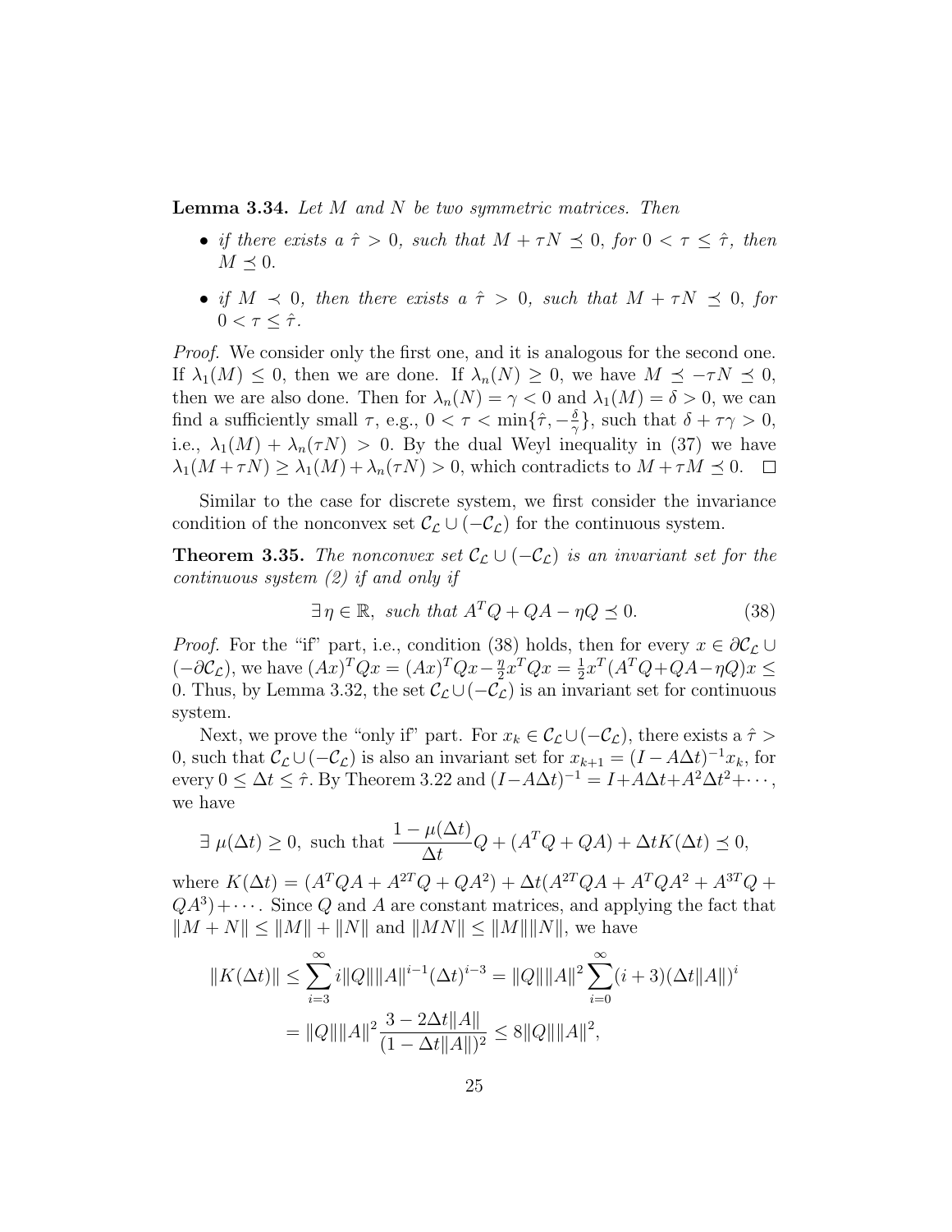**Lemma 3.34.** *Let $M$ and $N$ be two symmetric matrices. Then*

- *if there exists a $\hat{\tau} > 0$, such that $M + \tau N \preceq 0$, for $0 < \tau \leq \hat{\tau}$, then $M \preceq 0$.*
- *if $M \prec 0$, then there exists a $\hat{\tau} > 0$, such that $M + \tau N \preceq 0$, for $0 < \tau \leq \hat{\tau}$.*

*Proof.* We consider only the first one, and it is analogous for the second one. If $\lambda_1(M) \leq 0$, then we are done. If $\lambda_n(N) \geq 0$, we have $M \preceq -\tau N \preceq 0$, then we are also done. Then for $\lambda_n(N) = \gamma < 0$ and $\lambda_1(M) = \delta > 0$, we can find a sufficiently small $\tau$, e.g., $0 < \tau < \min\{\hat{\tau}, -\frac{\delta}{\gamma}\}$, such that $\delta + \tau\gamma > 0$, i.e., $\lambda_1(M) + \lambda_n(\tau N) > 0$. By the dual Weyl inequality in (37) we have $\lambda_1(M + \tau N) \geq \lambda_1(M) + \lambda_n(\tau N) > 0$, which contradicts to $M + \tau M \preceq 0$. $\square$

Similar to the case for discrete system, we first consider the invariance condition of the nonconvex set $\mathcal{C}_\mathcal{L} \cup (-\mathcal{C}_\mathcal{L})$ for the continuous system.

**Theorem 3.35.** *The nonconvex set $\mathcal{C}_\mathcal{L} \cup (-\mathcal{C}_\mathcal{L})$ is an invariant set for the continuous system (2) if and only if*

$$\exists\, \eta \in \mathbb{R}, \text{ such that } A^TQ + QA - \eta Q \preceq 0. \tag{38}$$

*Proof.* For the "if" part, i.e., condition (38) holds, then for every $x \in \partial\mathcal{C}_\mathcal{L} \cup (-\partial\mathcal{C}_\mathcal{L})$, we have $(Ax)^TQx = (Ax)^TQx - \frac{\eta}{2}x^TQx = \frac{1}{2}x^T(A^TQ + QA - \eta Q)x \leq 0$. Thus, by Lemma 3.32, the set $\mathcal{C}_\mathcal{L} \cup (-\mathcal{C}_\mathcal{L})$ is an invariant set for continuous system.

Next, we prove the "only if" part. For $x_k \in \mathcal{C}_\mathcal{L} \cup (-\mathcal{C}_\mathcal{L})$, there exists a $\hat{\tau} > 0$, such that $\mathcal{C}_\mathcal{L} \cup (-\mathcal{C}_\mathcal{L})$ is also an invariant set for $x_{k+1} = (I - A\Delta t)^{-1}x_k$, for every $0 \leq \Delta t \leq \hat{\tau}$. By Theorem 3.22 and $(I - A\Delta t)^{-1} = I + A\Delta t + A^2\Delta t^2 + \cdots$, we have

$$\exists\ \mu(\Delta t) \geq 0, \text{ such that } \frac{1 - \mu(\Delta t)}{\Delta t}Q + (A^TQ + QA) + \Delta t K(\Delta t) \preceq 0,$$

where $K(\Delta t) = (A^TQA + A^{2T}Q + QA^2) + \Delta t(A^{2T}QA + A^TQA^2 + A^{3T}Q + QA^3) + \cdots$. Since $Q$ and $A$ are constant matrices, and applying the fact that $\|M + N\| \leq \|M\| + \|N\|$ and $\|MN\| \leq \|M\|\|N\|$, we have

$$\begin{aligned}
\|K(\Delta t)\| &\leq \sum_{i=3}^{\infty} i\|Q\|\|A\|^{i-1}(\Delta t)^{i-3} = \|Q\|\|A\|^2 \sum_{i=0}^{\infty}(i+3)(\Delta t\|A\|)^i \\
&= \|Q\|\|A\|^2 \frac{3 - 2\Delta t\|A\|}{(1 - \Delta t\|A\|)^2} \leq 8\|Q\|\|A\|^2,
\end{aligned}$$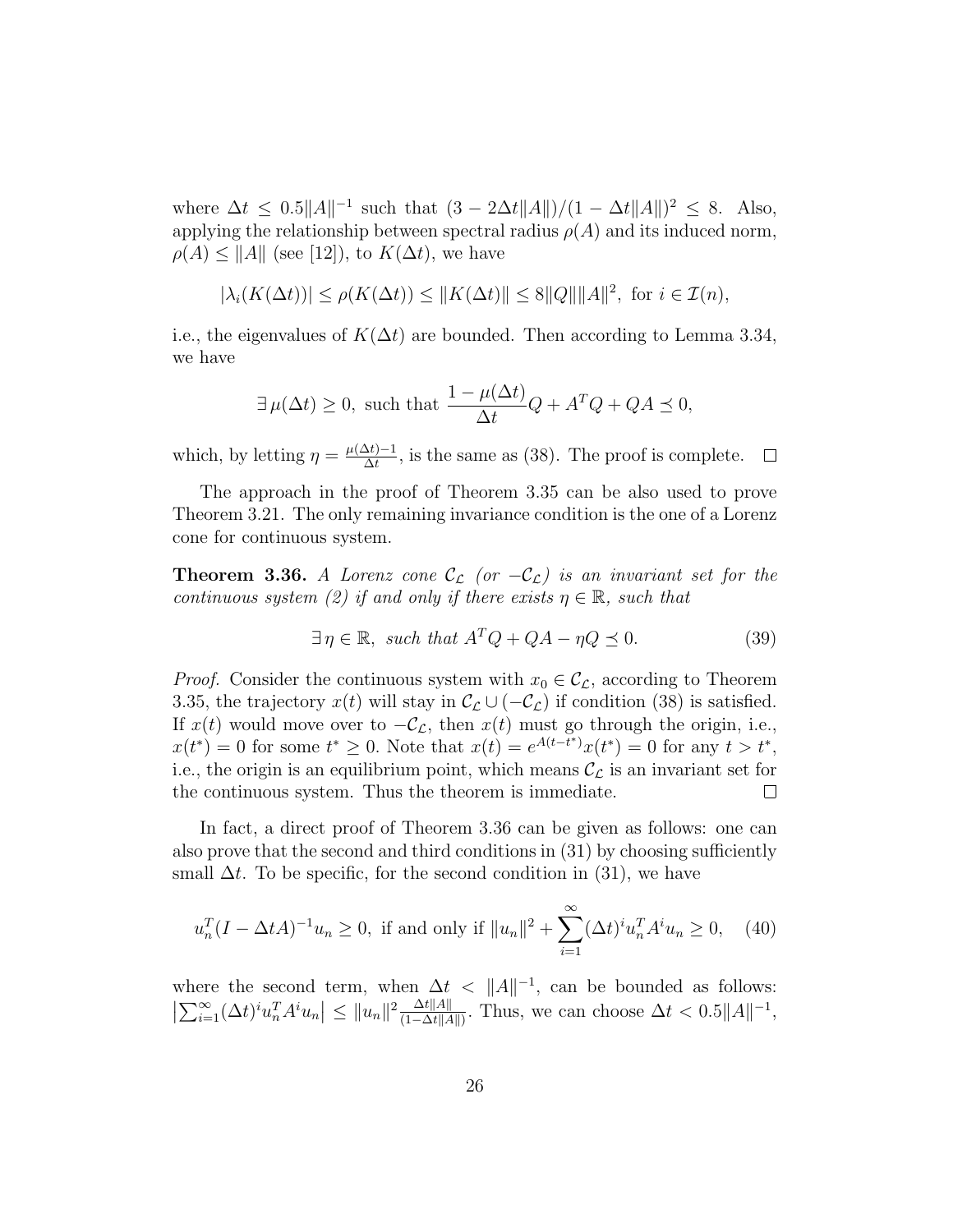where $\Delta t \leq 0.5\|A\|^{-1}$ such that $(3 - 2\Delta t\|A\|)/(1 - \Delta t\|A\|)^2 \leq 8$. Also, applying the relationship between spectral radius $\rho(A)$ and its induced norm, $\rho(A) \leq \|A\|$ (see [12]), to $K(\Delta t)$, we have

$$|\lambda_i(K(\Delta t))| \leq \rho(K(\Delta t)) \leq \|K(\Delta t)\| \leq 8\|Q\|\|A\|^2, \text{ for } i \in \mathcal{I}(n),$$

i.e., the eigenvalues of $K(\Delta t)$ are bounded. Then according to Lemma 3.34, we have

$$\exists\, \mu(\Delta t) \geq 0, \text{ such that } \frac{1 - \mu(\Delta t)}{\Delta t} Q + A^T Q + QA \preceq 0,$$

which, by letting $\eta = \frac{\mu(\Delta t) - 1}{\Delta t}$, is the same as (38). The proof is complete. $\square$

The approach in the proof of Theorem 3.35 can be also used to prove Theorem 3.21. The only remaining invariance condition is the one of a Lorenz cone for continuous system.

**Theorem 3.36.** *A Lorenz cone $\mathcal{C}_\mathcal{L}$ (or $-\mathcal{C}_\mathcal{L}$) is an invariant set for the continuous system (2) if and only if there exists $\eta \in \mathbb{R}$, such that*

$$\exists\, \eta \in \mathbb{R}, \text{ such that } A^T Q + QA - \eta Q \preceq 0. \tag{39}$$

*Proof.* Consider the continuous system with $x_0 \in \mathcal{C}_\mathcal{L}$, according to Theorem 3.35, the trajectory $x(t)$ will stay in $\mathcal{C}_\mathcal{L} \cup (-\mathcal{C}_\mathcal{L})$ if condition (38) is satisfied. If $x(t)$ would move over to $-\mathcal{C}_\mathcal{L}$, then $x(t)$ must go through the origin, i.e., $x(t^*) = 0$ for some $t^* \geq 0$. Note that $x(t) = e^{A(t-t^*)}x(t^*) = 0$ for any $t > t^*$, i.e., the origin is an equilibrium point, which means $\mathcal{C}_\mathcal{L}$ is an invariant set for the continuous system. Thus the theorem is immediate. $\square$

In fact, a direct proof of Theorem 3.36 can be given as follows: one can also prove that the second and third conditions in (31) by choosing sufficiently small $\Delta t$. To be specific, for the second condition in (31), we have

$$u_n^T (I - \Delta t A)^{-1} u_n \geq 0, \text{ if and only if } \|u_n\|^2 + \sum_{i=1}^{\infty} (\Delta t)^i u_n^T A^i u_n \geq 0, \tag{40}$$

where the second term, when $\Delta t < \|A\|^{-1}$, can be bounded as follows: $\left|\sum_{i=1}^{\infty} (\Delta t)^i u_n^T A^i u_n\right| \leq \|u_n\|^2 \frac{\Delta t\|A\|}{(1 - \Delta t\|A\|)}$. Thus, we can choose $\Delta t < 0.5\|A\|^{-1}$,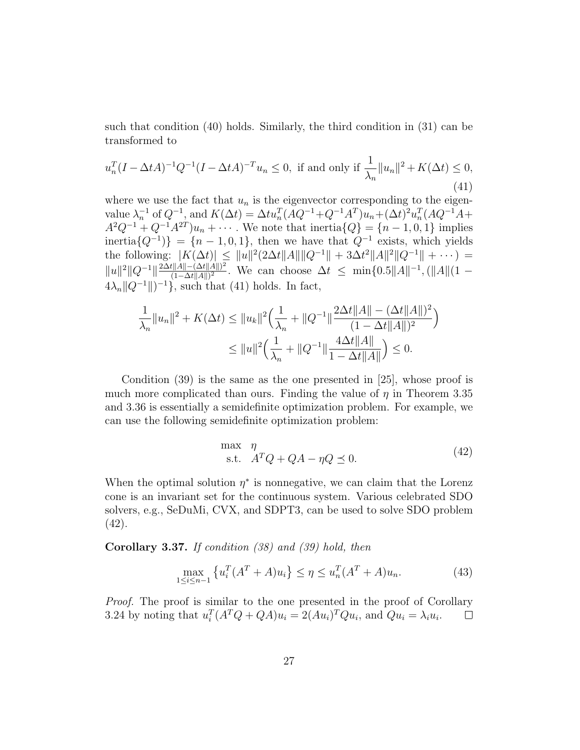such that condition (40) holds. Similarly, the third condition in (31) can be transformed to

$$u_n^T(I - \Delta t A)^{-1} Q^{-1} (I - \Delta t A)^{-T} u_n \leq 0, \text{ if and only if } \frac{1}{\lambda_n}\|u_n\|^2 + K(\Delta t) \leq 0, \tag{41}$$

where we use the fact that $u_n$ is the eigenvector corresponding to the eigenvalue $\lambda_n^{-1}$ of $Q^{-1}$, and $K(\Delta t) = \Delta t u_n^T(AQ^{-1} + Q^{-1}A^T)u_n + (\Delta t)^2 u_n^T(AQ^{-1}A + A^2Q^{-1} + Q^{-1}A^{2T})u_n + \cdots$. We note that inertia$\{Q\} = \{n-1, 0, 1\}$ implies inertia$\{Q^{-1})\} = \{n-1, 0, 1\}$, then we have that $Q^{-1}$ exists, which yields the following: $|K(\Delta t)| \leq \|u\|^2(2\Delta t\|A\|\|Q^{-1}\| + 3\Delta t^2\|A\|^2\|Q^{-1}\| + \cdots) = \|u\|^2\|Q^{-1}\|\frac{2\Delta t\|A\| - (\Delta t\|A\|)^2}{(1-\Delta t\|A\|)^2}$. We can choose $\Delta t \leq \min\{0.5\|A\|^{-1}, (\|A\|(1 - 4\lambda_n\|Q^{-1}\|)^{-1}\}$, such that (41) holds. In fact,

$$\begin{aligned}
\frac{1}{\lambda_n}\|u_n\|^2 + K(\Delta t) &\leq \|u_k\|^2\Big(\frac{1}{\lambda_n} + \|Q^{-1}\|\frac{2\Delta t\|A\| - (\Delta t\|A\|)^2}{(1-\Delta t\|A\|)^2}\Big) \\
&\leq \|u\|^2\Big(\frac{1}{\lambda_n} + \|Q^{-1}\|\frac{4\Delta t\|A\|}{1-\Delta t\|A\|}\Big) \leq 0.
\end{aligned}$$

Condition (39) is the same as the one presented in [25], whose proof is much more complicated than ours. Finding the value of $\eta$ in Theorem 3.35 and 3.36 is essentially a semidefinite optimization problem. For example, we can use the following semidefinite optimization problem:

$$\begin{aligned}
\max \quad & \eta \\
\text{s.t.} \quad & A^TQ + QA - \eta Q \preceq 0.
\end{aligned} \tag{42}$$

When the optimal solution $\eta^*$ is nonnegative, we can claim that the Lorenz cone is an invariant set for the continuous system. Various celebrated SDO solvers, e.g., SeDuMi, CVX, and SDPT3, can be used to solve SDO problem (42).

**Corollary 3.37.** *If condition (38) and (39) hold, then*

$$\max_{1\leq i\leq n-1}\left\{u_i^T(A^T + A)u_i\right\} \leq \eta \leq u_n^T(A^T + A)u_n. \tag{43}$$

*Proof.* The proof is similar to the one presented in the proof of Corollary 3.24 by noting that $u_i^T(A^TQ + QA)u_i = 2(Au_i)^TQu_i$, and $Qu_i = \lambda_i u_i$. $\square$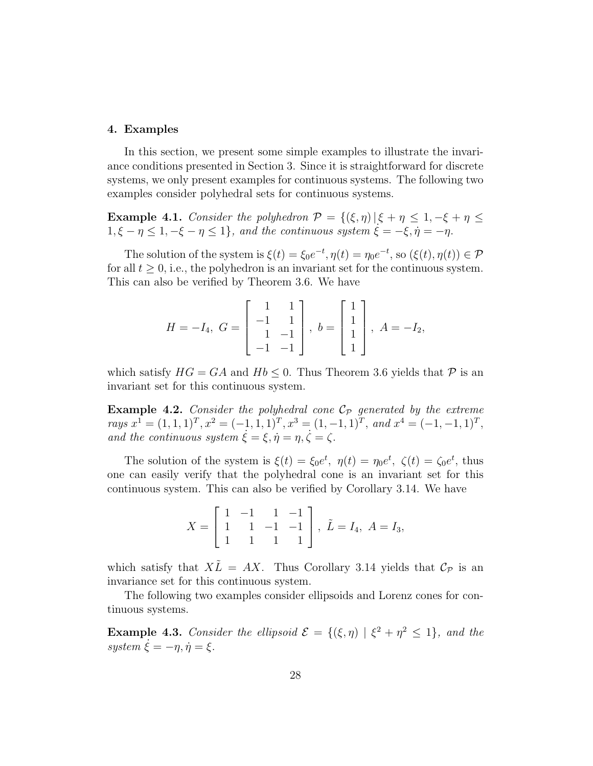## 4. Examples

In this section, we present some simple examples to illustrate the invariance conditions presented in Section 3. Since it is straightforward for discrete systems, we only present examples for continuous systems. The following two examples consider polyhedral sets for continuous systems.

**Example 4.1.** *Consider the polyhedron* $\mathcal{P} = \{(\xi, \eta) \,|\, \xi + \eta \leq 1, -\xi + \eta \leq 1, \xi - \eta \leq 1, -\xi - \eta \leq 1\}$*, and the continuous system* $\dot{\xi} = -\xi, \dot{\eta} = -\eta$.

The solution of the system is $\xi(t) = \xi_0 e^{-t}, \eta(t) = \eta_0 e^{-t}$, so $(\xi(t), \eta(t)) \in \mathcal{P}$ for all $t \geq 0$, i.e., the polyhedron is an invariant set for the continuous system. This can also be verified by Theorem 3.6. We have

$$H = -I_4, \; G = \begin{bmatrix} 1 & 1 \\ -1 & 1 \\ 1 & -1 \\ -1 & -1 \end{bmatrix}, \; b = \begin{bmatrix} 1 \\ 1 \\ 1 \\ 1 \end{bmatrix}, \; A = -I_2,$$

which satisfy $HG = GA$ and $Hb \leq 0$. Thus Theorem 3.6 yields that $\mathcal{P}$ is an invariant set for this continuous system.

**Example 4.2.** *Consider the polyhedral cone* $\mathcal{C}_\mathcal{P}$ *generated by the extreme rays* $x^1 = (1, 1, 1)^T, x^2 = (-1, 1, 1)^T, x^3 = (1, -1, 1)^T$*, and* $x^4 = (-1, -1, 1)^T$*, and the continuous system* $\dot{\xi} = \xi, \dot{\eta} = \eta, \dot{\zeta} = \zeta$.

The solution of the system is $\xi(t) = \xi_0 e^t, \; \eta(t) = \eta_0 e^t, \; \zeta(t) = \zeta_0 e^t$, thus one can easily verify that the polyhedral cone is an invariant set for this continuous system. This can also be verified by Corollary 3.14. We have

$$X = \begin{bmatrix} 1 & -1 & 1 & -1 \\ 1 & 1 & -1 & -1 \\ 1 & 1 & 1 & 1 \end{bmatrix}, \; \tilde{L} = I_4, \; A = I_3,$$

which satisfy that $X\tilde{L} = AX$. Thus Corollary 3.14 yields that $\mathcal{C}_\mathcal{P}$ is an invariance set for this continuous system.

The following two examples consider ellipsoids and Lorenz cones for continuous systems.

**Example 4.3.** *Consider the ellipsoid* $\mathcal{E} = \{(\xi, \eta) \mid \xi^2 + \eta^2 \leq 1\}$*, and the system* $\dot{\xi} = -\eta, \dot{\eta} = \xi$.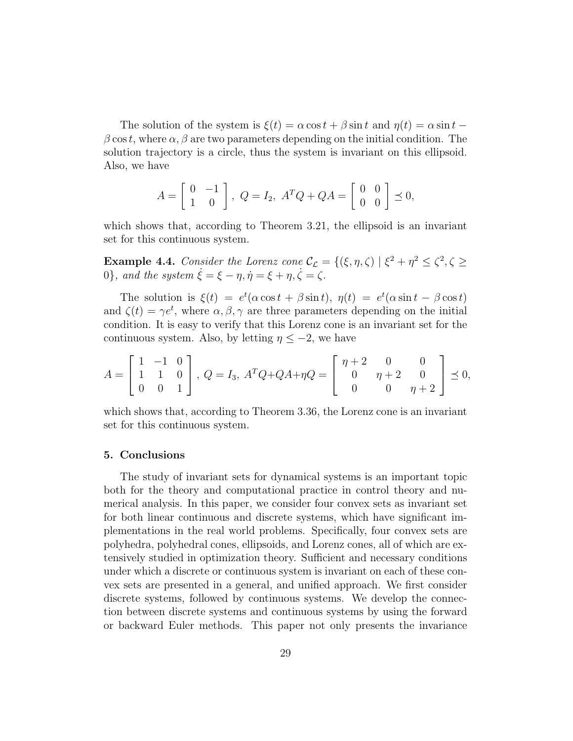The solution of the system is $\xi(t) = \alpha \cos t + \beta \sin t$ and $\eta(t) = \alpha \sin t - \beta \cos t$, where $\alpha, \beta$ are two parameters depending on the initial condition. The solution trajectory is a circle, thus the system is invariant on this ellipsoid. Also, we have

$$A = \begin{bmatrix} 0 & -1 \\ 1 & 0 \end{bmatrix},\ Q = I_2,\ A^T Q + QA = \begin{bmatrix} 0 & 0 \\ 0 & 0 \end{bmatrix} \preceq 0,$$

which shows that, according to Theorem 3.21, the ellipsoid is an invariant set for this continuous system.

**Example 4.4.** *Consider the Lorenz cone* $\mathcal{C}_{\mathcal{L}} = \{(\xi, \eta, \zeta) \mid \xi^2 + \eta^2 \leq \zeta^2, \zeta \geq 0\}$*, and the system* $\dot{\xi} = \xi - \eta, \dot{\eta} = \xi + \eta, \dot{\zeta} = \zeta$.

The solution is $\xi(t) = e^t(\alpha \cos t + \beta \sin t),\ \eta(t) = e^t(\alpha \sin t - \beta \cos t)$ and $\zeta(t) = \gamma e^t$, where $\alpha, \beta, \gamma$ are three parameters depending on the initial condition. It is easy to verify that this Lorenz cone is an invariant set for the continuous system. Also, by letting $\eta \leq -2$, we have

$$A = \begin{bmatrix} 1 & -1 & 0 \\ 1 & 1 & 0 \\ 0 & 0 & 1 \end{bmatrix},\ Q = I_3,\ A^T Q + QA + \eta Q = \begin{bmatrix} \eta + 2 & 0 & 0 \\ 0 & \eta + 2 & 0 \\ 0 & 0 & \eta + 2 \end{bmatrix} \preceq 0,$$

which shows that, according to Theorem 3.36, the Lorenz cone is an invariant set for this continuous system.

## 5. Conclusions

The study of invariant sets for dynamical systems is an important topic both for the theory and computational practice in control theory and numerical analysis. In this paper, we consider four convex sets as invariant set for both linear continuous and discrete systems, which have significant implementations in the real world problems. Specifically, four convex sets are polyhedra, polyhedral cones, ellipsoids, and Lorenz cones, all of which are extensively studied in optimization theory. Sufficient and necessary conditions under which a discrete or continuous system is invariant on each of these convex sets are presented in a general, and unified approach. We first consider discrete systems, followed by continuous systems. We develop the connection between discrete systems and continuous systems by using the forward or backward Euler methods. This paper not only presents the invariance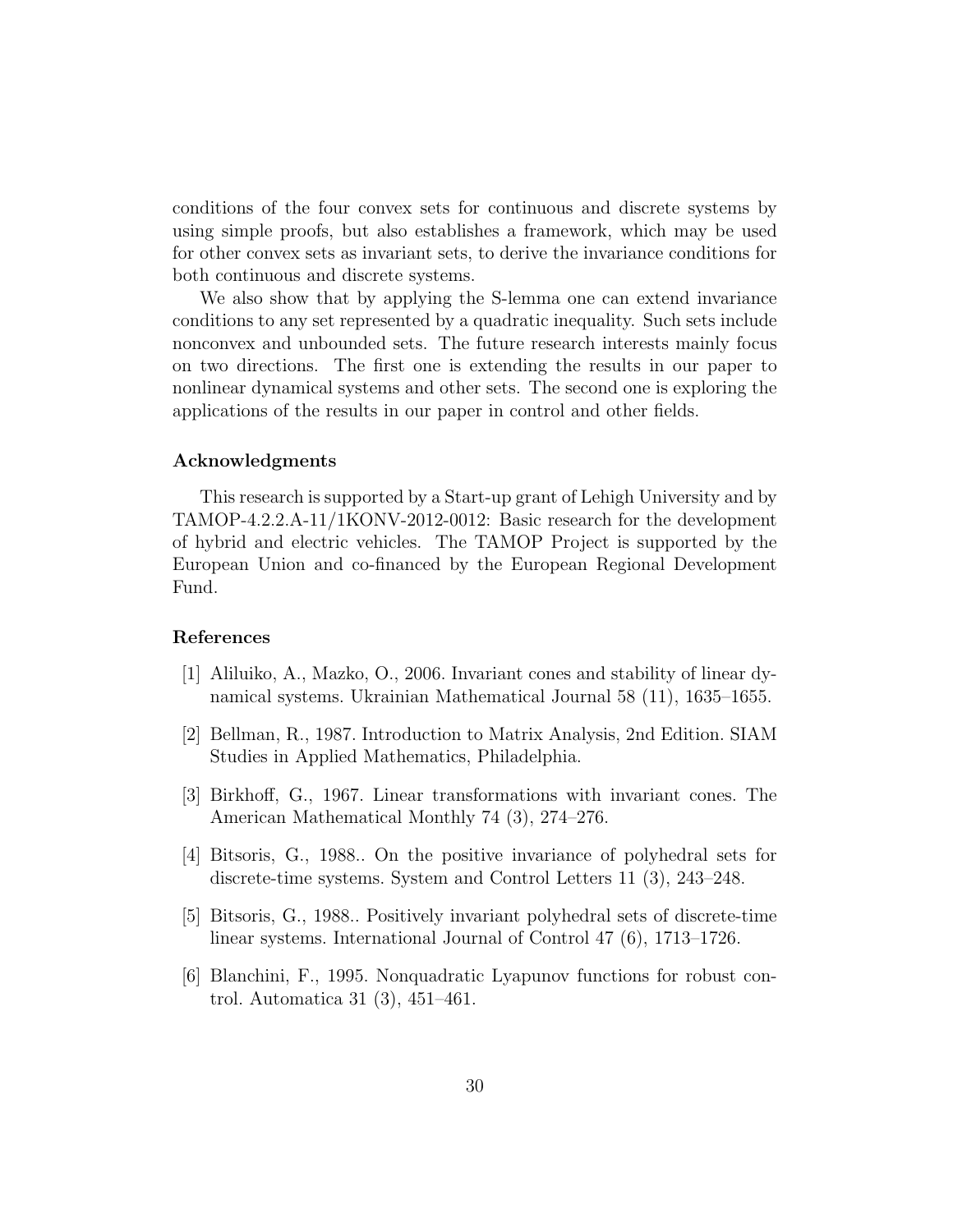conditions of the four convex sets for continuous and discrete systems by using simple proofs, but also establishes a framework, which may be used for other convex sets as invariant sets, to derive the invariance conditions for both continuous and discrete systems.

We also show that by applying the S-lemma one can extend invariance conditions to any set represented by a quadratic inequality. Such sets include nonconvex and unbounded sets. The future research interests mainly focus on two directions. The first one is extending the results in our paper to nonlinear dynamical systems and other sets. The second one is exploring the applications of the results in our paper in control and other fields.

### Acknowledgments

This research is supported by a Start-up grant of Lehigh University and by TAMOP-4.2.2.A-11/1KONV-2012-0012: Basic research for the development of hybrid and electric vehicles. The TAMOP Project is supported by the European Union and co-financed by the European Regional Development Fund.

### References

[1] Aliluiko, A., Mazko, O., 2006. Invariant cones and stability of linear dynamical systems. Ukrainian Mathematical Journal 58 (11), 1635–1655.

[2] Bellman, R., 1987. Introduction to Matrix Analysis, 2nd Edition. SIAM Studies in Applied Mathematics, Philadelphia.

[3] Birkhoff, G., 1967. Linear transformations with invariant cones. The American Mathematical Monthly 74 (3), 274–276.

[4] Bitsoris, G., 1988.. On the positive invariance of polyhedral sets for discrete-time systems. System and Control Letters 11 (3), 243–248.

[5] Bitsoris, G., 1988.. Positively invariant polyhedral sets of discrete-time linear systems. International Journal of Control 47 (6), 1713–1726.

[6] Blanchini, F., 1995. Nonquadratic Lyapunov functions for robust control. Automatica 31 (3), 451–461.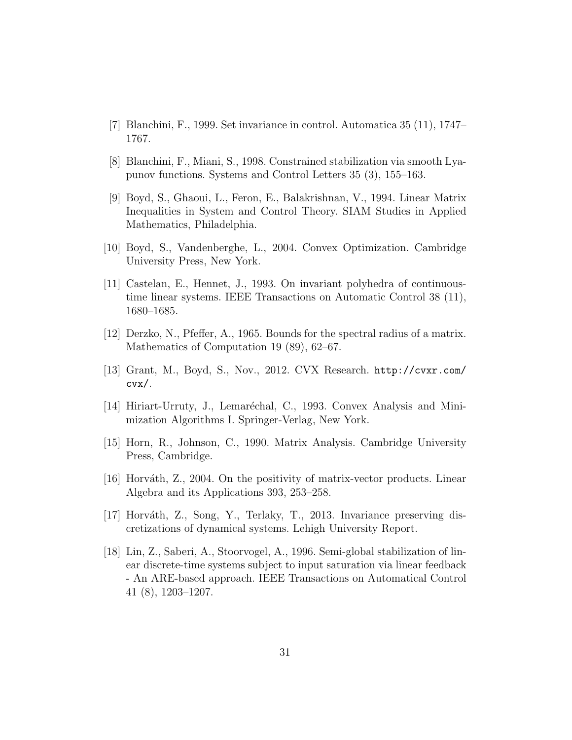[7] Blanchini, F., 1999. Set invariance in control. Automatica 35 (11), 1747–1767.

[8] Blanchini, F., Miani, S., 1998. Constrained stabilization via smooth Lyapunov functions. Systems and Control Letters 35 (3), 155–163.

[9] Boyd, S., Ghaoui, L., Feron, E., Balakrishnan, V., 1994. Linear Matrix Inequalities in System and Control Theory. SIAM Studies in Applied Mathematics, Philadelphia.

[10] Boyd, S., Vandenberghe, L., 2004. Convex Optimization. Cambridge University Press, New York.

[11] Castelan, E., Hennet, J., 1993. On invariant polyhedra of continuous-time linear systems. IEEE Transactions on Automatic Control 38 (11), 1680–1685.

[12] Derzko, N., Pfeffer, A., 1965. Bounds for the spectral radius of a matrix. Mathematics of Computation 19 (89), 62–67.

[13] Grant, M., Boyd, S., Nov., 2012. CVX Research. http://cvxr.com/cvx/.

[14] Hiriart-Urruty, J., Lemaréchal, C., 1993. Convex Analysis and Minimization Algorithms I. Springer-Verlag, New York.

[15] Horn, R., Johnson, C., 1990. Matrix Analysis. Cambridge University Press, Cambridge.

[16] Horváth, Z., 2004. On the positivity of matrix-vector products. Linear Algebra and its Applications 393, 253–258.

[17] Horváth, Z., Song, Y., Terlaky, T., 2013. Invariance preserving discretizations of dynamical systems. Lehigh University Report.

[18] Lin, Z., Saberi, A., Stoorvogel, A., 1996. Semi-global stabilization of linear discrete-time systems subject to input saturation via linear feedback - An ARE-based approach. IEEE Transactions on Automatical Control 41 (8), 1203–1207.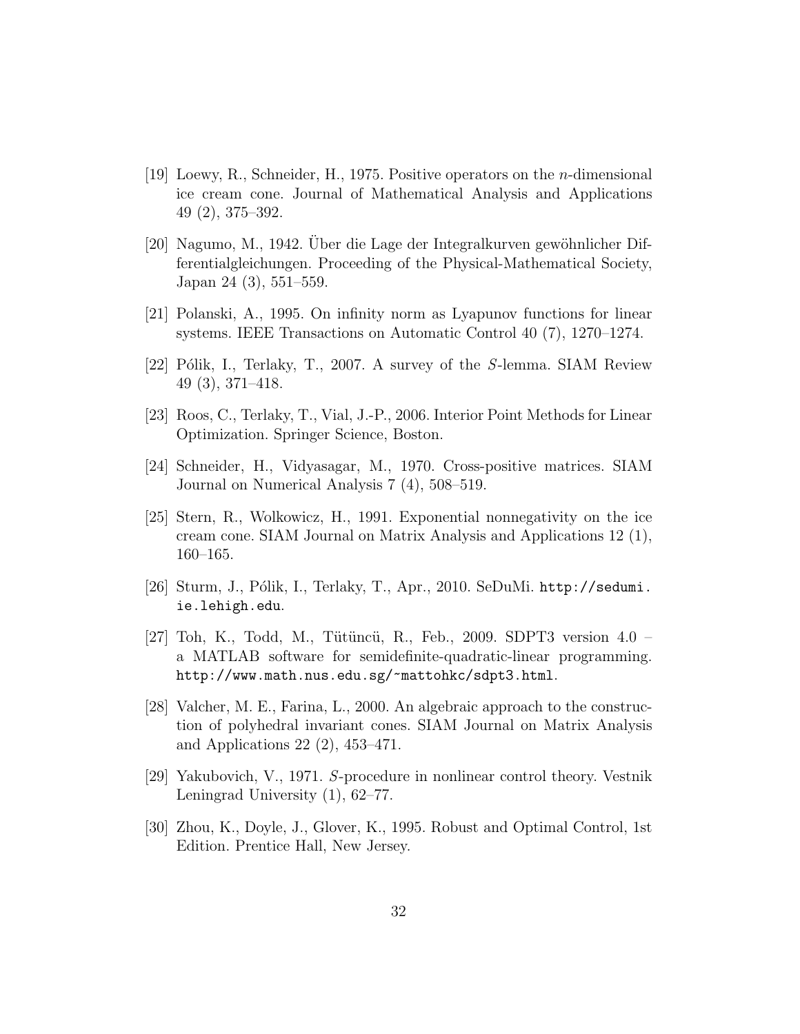[19] Loewy, R., Schneider, H., 1975. Positive operators on the $n$-dimensional ice cream cone. Journal of Mathematical Analysis and Applications 49 (2), 375–392.

[20] Nagumo, M., 1942. Über die Lage der Integralkurven gewöhnlicher Differentialgleichungen. Proceeding of the Physical-Mathematical Society, Japan 24 (3), 551–559.

[21] Polanski, A., 1995. On infinity norm as Lyapunov functions for linear systems. IEEE Transactions on Automatic Control 40 (7), 1270–1274.

[22] Pólik, I., Terlaky, T., 2007. A survey of the $S$-lemma. SIAM Review 49 (3), 371–418.

[23] Roos, C., Terlaky, T., Vial, J.-P., 2006. Interior Point Methods for Linear Optimization. Springer Science, Boston.

[24] Schneider, H., Vidyasagar, M., 1970. Cross-positive matrices. SIAM Journal on Numerical Analysis 7 (4), 508–519.

[25] Stern, R., Wolkowicz, H., 1991. Exponential nonnegativity on the ice cream cone. SIAM Journal on Matrix Analysis and Applications 12 (1), 160–165.

[26] Sturm, J., Pólik, I., Terlaky, T., Apr., 2010. SeDuMi. `http://sedumi.ie.lehigh.edu`.

[27] Toh, K., Todd, M., Tütüncü, R., Feb., 2009. SDPT3 version 4.0 – a MATLAB software for semidefinite-quadratic-linear programming. `http://www.math.nus.edu.sg/~mattohkc/sdpt3.html`.

[28] Valcher, M. E., Farina, L., 2000. An algebraic approach to the construction of polyhedral invariant cones. SIAM Journal on Matrix Analysis and Applications 22 (2), 453–471.

[29] Yakubovich, V., 1971. $S$-procedure in nonlinear control theory. Vestnik Leningrad University (1), 62–77.

[30] Zhou, K., Doyle, J., Glover, K., 1995. Robust and Optimal Control, 1st Edition. Prentice Hall, New Jersey.